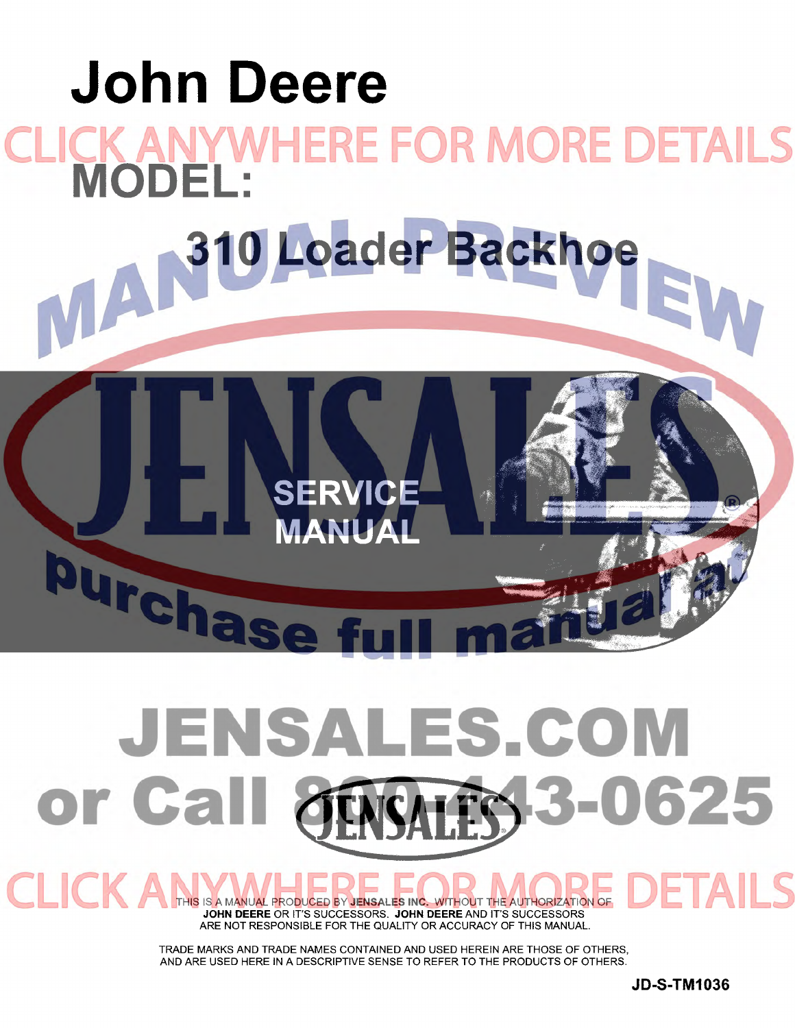# John Deere

CLICK ANYWHERE FOR MORE DETAILS

## MODEL:

## 310 Loader Backhoe

MANUAL PREVIEW

JENSALES

SERVICE MANUAL

purchase full manual at

# JENSALES.COM

# or Call 800-443-0625

CLICK ANYWHERE FOR MORE DETAILS

THIS IS A MANUAL PRODUCED BY **JENSALES INC.** WITHOUT THE AUTHORIZATION OF **JOHN DEERE** OR IT'S SUCCESSORS. **JOHN DEERE** AND IT'S SUCCESSORS ARE NOT RESPONSIBLE FOR THE QUALITY OR ACCURACY OF THIS MANUAL.

TRADE MARKS AND TRADE NAMES CONTAINED AND USED HEREIN ARE THOSE OF OTHERS, AND ARE USED HERE IN A DESCRIPTIVE SENSE TO REFER TO THE PRODUCTS OF OTHERS.

**JD-S-TM1036**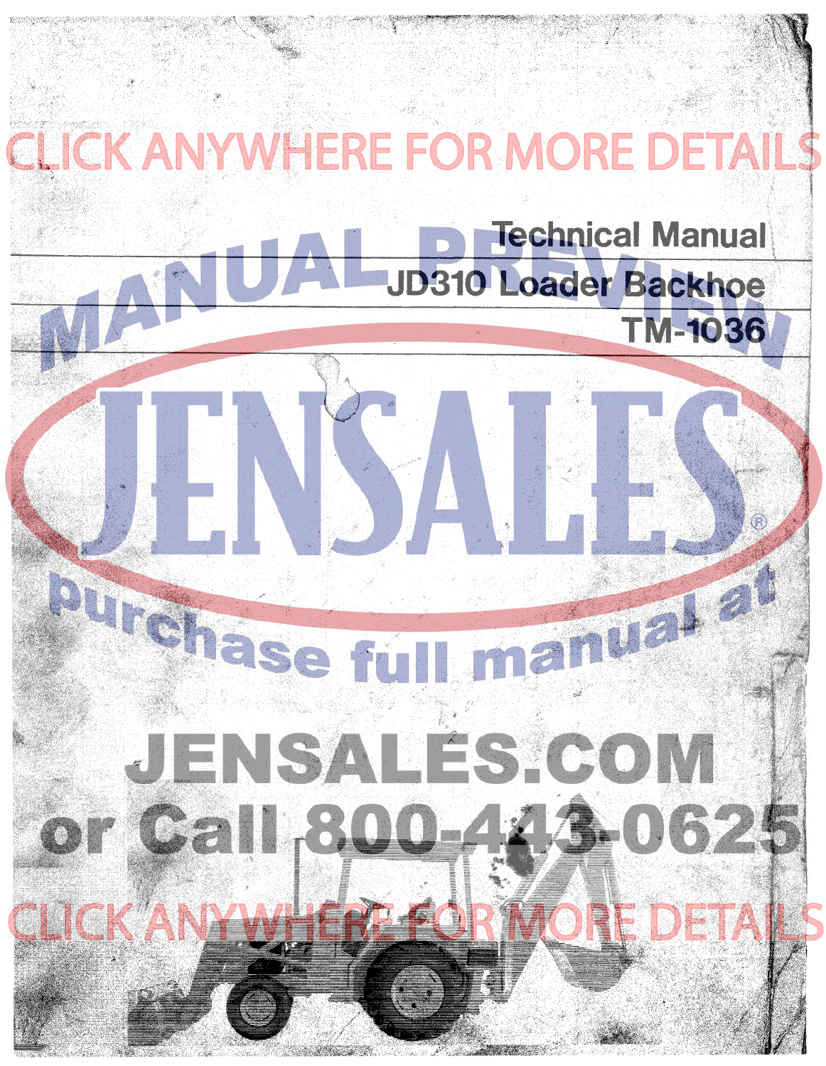Technical Manual

JD310 Loader Backhoe

TM-1036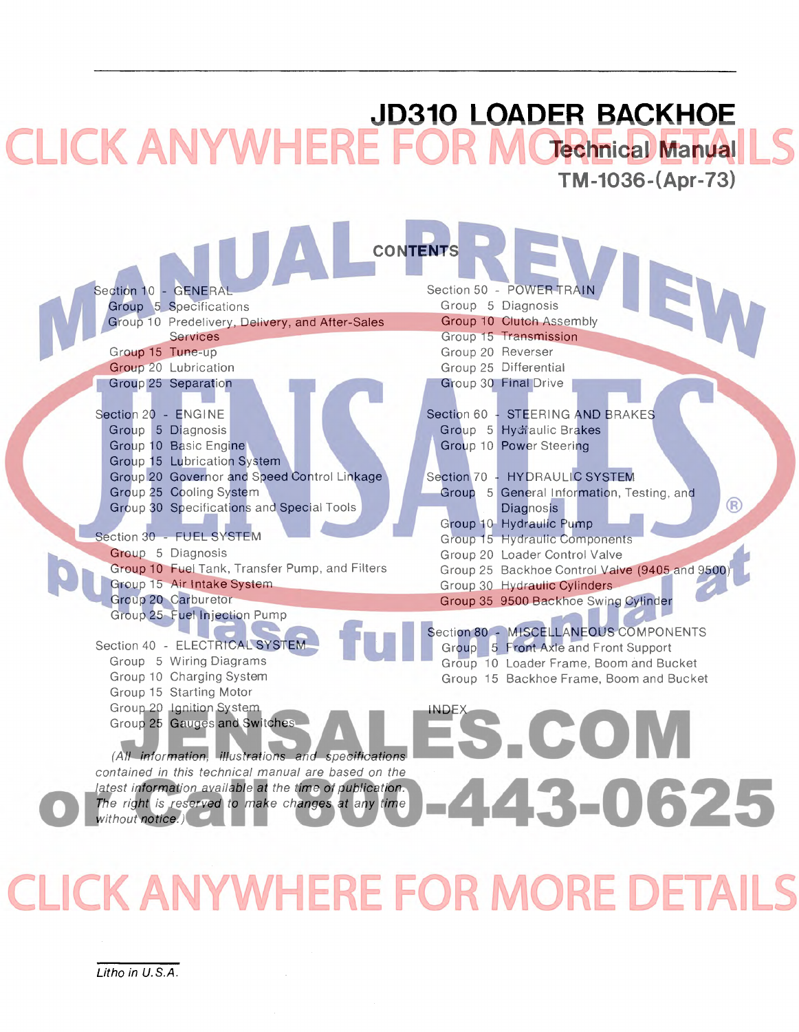# JD310 LOADER BACKHOE

## Technical Manual

TM-1036-(Apr-73)

## CONTENTS

**Section 10 - GENERAL**
- Group 5 Specifications
- Group 10 Predelivery, Delivery, and After-Sales Services
- Group 15 Tune-up
- Group 20 Lubrication
- Group 25 Separation

**Section 20 - ENGINE**
- Group 5 Diagnosis
- Group 10 Basic Engine
- Group 15 Lubrication System
- Group 20 Governor and Speed Control Linkage
- Group 25 Cooling System
- Group 30 Specifications and Special Tools

**Section 30 - FUEL SYSTEM**
- Group 5 Diagnosis
- Group 10 Fuel Tank, Transfer Pump, and Filters
- Group 15 Air Intake System
- Group 20 Carburetor
- Group 25 Fuel Injection Pump

**Section 40 - ELECTRICAL SYSTEM**
- Group 5 Wiring Diagrams
- Group 10 Charging System
- Group 15 Starting Motor
- Group 20 Ignition System
- Group 25 Gauges and Switches

*(All information, illustrations and specifications contained in this technical manual are based on the latest information available at the time of publication. The right is reserved to make changes at any time without notice.)*

**Section 50 - POWER TRAIN**
- Group 5 Diagnosis
- Group 10 Clutch Assembly
- Group 15 Transmission
- Group 20 Reverser
- Group 25 Differential
- Group 30 Final Drive

**Section 60 - STEERING AND BRAKES**
- Group 5 Hydraulic Brakes
- Group 10 Power Steering

**Section 70 - HYDRAULIC SYSTEM**
- Group 5 General Information, Testing, and Diagnosis
- Group 10 Hydraulic Pump
- Group 15 Hydraulic Components
- Group 20 Loader Control Valve
- Group 25 Backhoe Control Valve (9405 and 9500)
- Group 30 Hydraulic Cylinders
- Group 35 9500 Backhoe Swing Cylinder

**Section 80 - MISCELLANEOUS COMPONENTS**
- Group 5 Front Axle and Front Support
- Group 10 Loader Frame, Boom and Bucket
- Group 15 Backhoe Frame, Boom and Bucket

**INDEX**

*Litho in U.S.A.*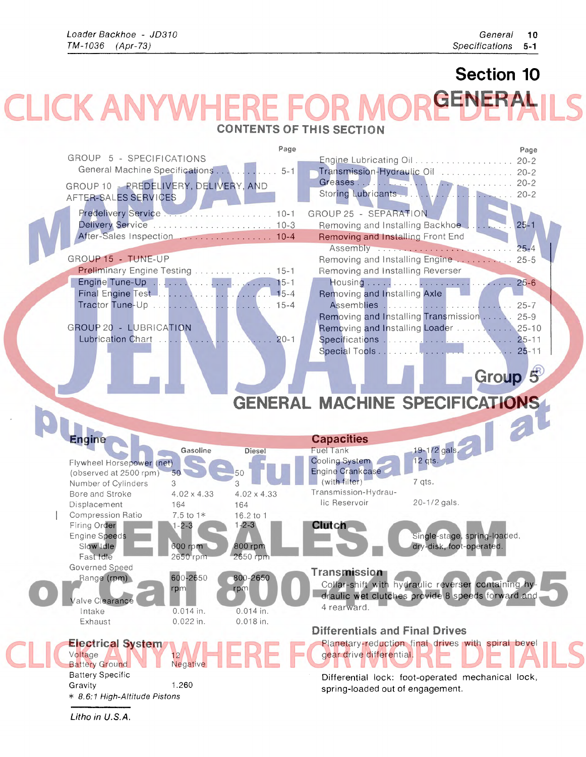# Section 10

# GENERAL

## CONTENTS OF THIS SECTION

| | Page |
|---|---|
| **GROUP 5 - SPECIFICATIONS** | |
| General Machine Specifications | 5-1 |
| **GROUP 10 - PREDELIVERY, DELIVERY, AND AFTER-SALES SERVICES** | |
| Predelivery Service | 10-1 |
| Delivery Service | 10-3 |
| After-Sales Inspection | 10-4 |
| **GROUP 15 - TUNE-UP** | |
| Preliminary Engine Testing | 15-1 |
| Engine Tune-Up | 15-1 |
| Final Engine Test | 15-4 |
| Tractor Tune-Up | 15-4 |
| **GROUP 20 - LUBRICATION** | |
| Lubrication Chart | 20-1 |
| Engine Lubricating Oil | 20-2 |
| Transmission-Hydraulic Oil | 20-2 |
| Greases | 20-2 |
| Storing Lubricants | 20-2 |
| **GROUP 25 - SEPARATION** | |
| Removing and Installing Backhoe | 25-1 |
| Removing and Installing Front End Assembly | 25-4 |
| Removing and Installing Engine | 25-5 |
| Removing and Installing Reverser Housing | 25-6 |
| Removing and Installing Axle Assemblies | 25-7 |
| Removing and Installing Transmission | 25-9 |
| Removing and Installing Loader | 25-10 |
| Specifications | 25-11 |
| Special Tools | 25-11 |

## Group 5
## GENERAL MACHINE SPECIFICATIONS

### Engine

| | Gasoline | Diesel |
|---|---|---|
| Flywheel Horsepower (net) (observed at 2500 rpm) | 50 | 50 |
| Number of Cylinders | 3 | 3 |
| Bore and Stroke | 4.02 x 4.33 | 4.02 x 4.33 |
| Displacement | 164 | 164 |
| Compression Ratio | 7.5 to 1* | 16.2 to 1 |
| Firing Order | 1-2-3 | 1-2-3 |
| Engine Speeds | | |
| Slow Idle | 600 rpm | 800 rpm |
| Fast Idle | 2650 rpm | 2650 rpm |
| Governed Speed Range (rpm) | 600-2650 rpm | 800-2650 rpm |
| Valve Clearance | | |
| Intake | 0.014 in. | 0.014 in. |
| Exhaust | 0.022 in. | 0.018 in. |

### Electrical System

| | |
|---|---|
| Voltage | 12 |
| Battery Ground | Negative |
| Battery Specific Gravity | 1.260 |

*\* 8.6:1 High-Altitude Pistons*

### Capacities

| | |
|---|---|
| Fuel Tank | 19-1/2 gals. |
| Cooling System | 12 qts. |
| Engine Crankcase (with filter) | 7 qts. |
| Transmission-Hydraulic Reservoir | 20-1/2 gals. |

### Clutch

Single-stage, spring-loaded, dry-disk, foot-operated.

### Transmission

Collar-shift with hydraulic reverser containing hydraulic wet clutches provide 8 speeds forward and 4 rearward.

### Differentials and Final Drives

Planetary-reduction final drives with spiral bevel gear drive differential.

Differential lock: foot-operated mechanical lock, spring-loaded out of engagement.

*Litho in U.S.A.*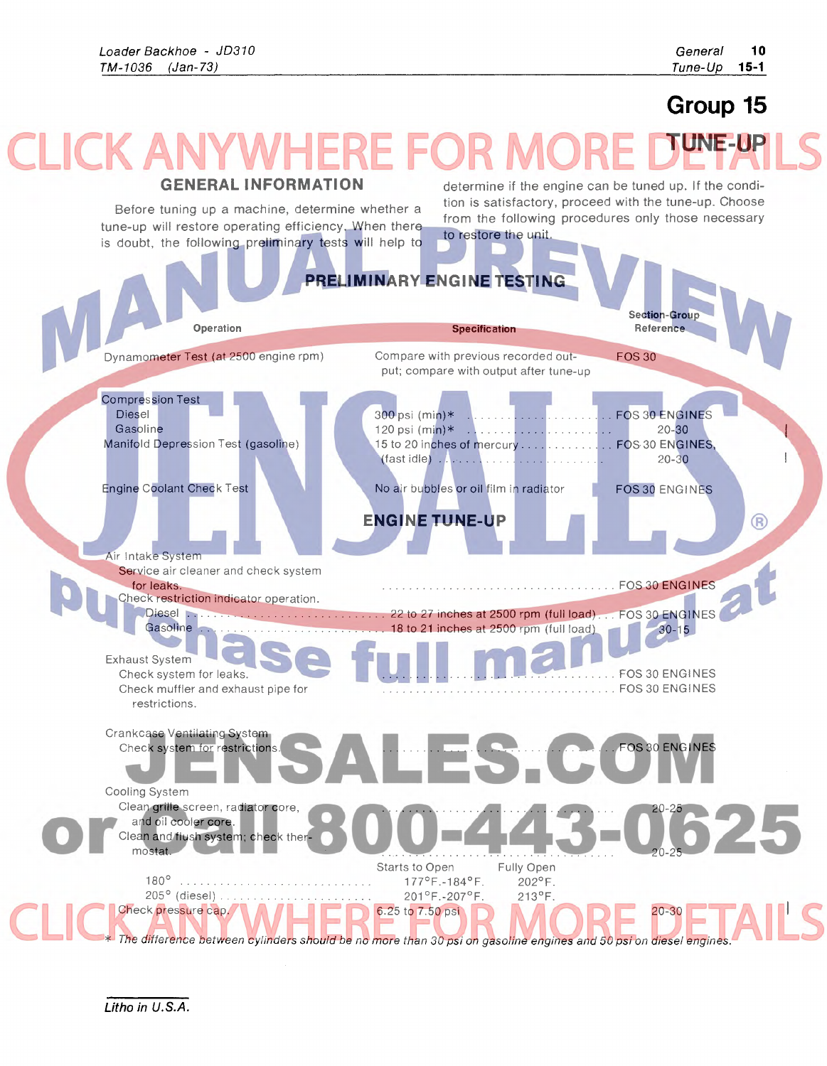# Group 15

## TUNE-UP

### GENERAL INFORMATION

Before tuning up a machine, determine whether a tune-up will restore operating efficiency. When there is doubt, the following preliminary tests will help to determine if the engine can be tuned up. If the condition is satisfactory, proceed with the tune-up. Choose from the following procedures only those necessary to restore the unit.

### PRELIMINARY ENGINE TESTING

| Operation | Specification | Section-Group Reference |
|---|---|---|
| Dynamometer Test (at 2500 engine rpm) | Compare with previous recorded output; compare with output after tune-up | FOS 30 |
| Compression Test | | |
| Diesel | 300 psi (min)* | FOS 30 ENGINES 20-30 |
| Gasoline | 120 psi (min)* | |
| Manifold Depression Test (gasoline) | 15 to 20 inches of mercury (fast idle) | FOS 30 ENGINES, 20-30 |
| Engine Coolant Check Test | No air bubbles or oil film in radiator | FOS 30 ENGINES |

### ENGINE TUNE-UP

| Operation | Specification | Section-Group Reference |
|---|---|---|
| Air Intake System | | |
| Service air cleaner and check system for leaks. | | FOS 30 ENGINES |
| Check restriction indicator operation. | | |
| Diesel | 22 to 27 inches at 2500 rpm (full load) | FOS 30 ENGINES 30-15 |
| Gasoline | 18 to 21 inches at 2500 rpm (full load) | |
| Exhaust System | | |
| Check system for leaks. | | FOS 30 ENGINES |
| Check muffler and exhaust pipe for restrictions. | | FOS 30 ENGINES |
| Crankcase Ventilating System | | |
| Check system for restrictions. | | FOS 30 ENGINES |
| Cooling System | | |
| Clean grille screen, radiator core, and oil cooler core. | | 20-25 |
| Clean and flush system; check thermostat. | | 20-25 |

| Thermostat | Starts to Open | Fully Open |
|---|---|---|
| 180° | 177°F.-184°F. | 202°F. |
| 205° (diesel) | 201°F.-207°F. | 213°F. |

| Operation | Specification | Section-Group Reference |
|---|---|---|
| Check pressure cap. | 6.25 to 7.50 psi | 20-30 |

\* The difference between cylinders should be no more than 30 psi on gasoline engines and 50 psi on diesel engines.

*Litho in U.S.A.*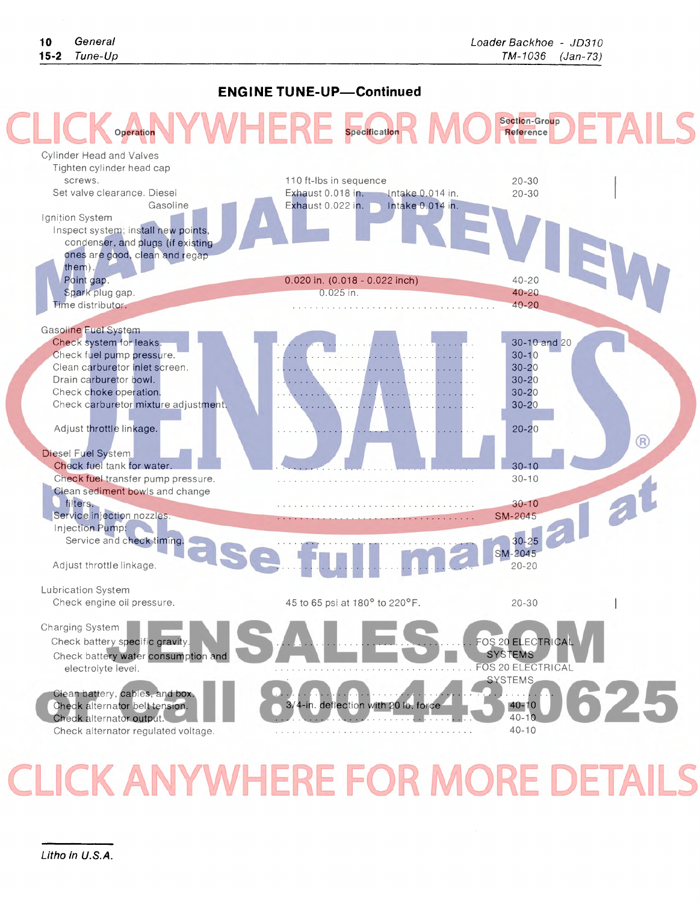## ENGINE TUNE-UP—Continued

| Operation | Specification | Section-Group Reference |
|---|---|---|
| **Cylinder Head and Valves** | | |
| Tighten cylinder head cap screws. | 110 ft-lbs in sequence | 20-30 |
| Set valve clearance. Diesel | Exhaust 0.018 in. Intake 0.014 in. | 20-30 |
| Gasoline | Exhaust 0.022 in. Intake 0.014 in. | |
| **Ignition System** | | |
| Inspect system; install new points, condenser, and plugs (if existing ones are good, clean and regap them). | | |
| Point gap. | 0.020 in. (0.018 - 0.022 inch) | 40-20 |
| Spark plug gap. | 0.025 in. | 40-20 |
| Time distributor. | . . . . . . . . . . . . . . . . | 40-20 |
| **Gasoline Fuel System** | | |
| Check system for leaks. | . . . . . . . . . . . . . . . . | 30-10 and 20 |
| Check fuel pump pressure. | . . . . . . . . . . . . . . . . | 30-10 |
| Clean carburetor inlet screen. | . . . . . . . . . . . . . . . . | 30-20 |
| Drain carburetor bowl. | . . . . . . . . . . . . . . . . | 30-20 |
| Check choke operation. | . . . . . . . . . . . . . . . . | 30-20 |
| Check carburetor mixture adjustment. | . . . . . . . . . . . . . . . . | 30-20 |
| Adjust throttle linkage. | . . . . . . . . . . . . . . . . | 20-20 |
| **Diesel Fuel System** | | |
| Check fuel tank for water. | . . . . . . . . . . . . . . . . | 30-10 |
| Check fuel transfer pump pressure. | . . . . . . . . . . . . . . . . | 30-10 |
| Clean sediment bowls and change filters. | . . . . . . . . . . . . . . . . | 30-10 |
| Service injection nozzles. | . . . . . . . . . . . . . . . . | SM-2045 |
| Injection Pump: Service and check timing. | . . . . . . . . . . . . . . . . | 30-25 SM-2045 |
| Adjust throttle linkage. | . . . . . . . . . . . . . . . . | 20-20 |
| **Lubrication System** | | |
| Check engine oil pressure. | 45 to 65 psi at 180° to 220°F. | 20-30 |
| **Charging System** | | |
| Check battery specific gravity. | . . . . . . . . . . . . . . . . | FOS 20 ELECTRICAL SYSTEMS |
| Check battery water consumption and electrolyte level. | . . . . . . . . . . . . . . . . | FOS 20 ELECTRICAL SYSTEMS |
| Clean battery, cables, and box. | . . . . . . . . . . . . . . . . | |
| Check alternator belt tension. | 3/4-in. deflection with 20 lb. force | 40-10 |
| Check alternator output. | . . . . . . . . . . . . . . . . | 40-10 |
| Check alternator regulated voltage. | . . . . . . . . . . . . . . . . | 40-10 |

*Litho in U.S.A.*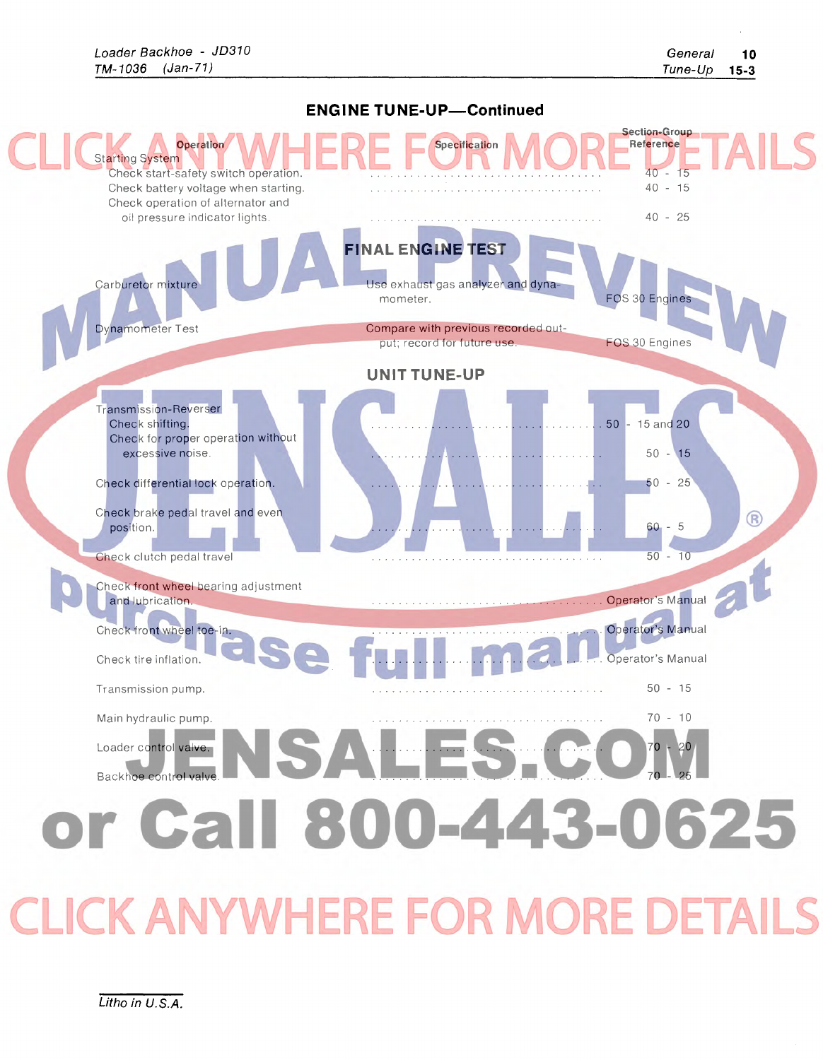## ENGINE TUNE-UP—Continued

| Operation | Specification | Section-Group Reference |
|---|---|---|
| Starting System | | |
| Check start-safety switch operation. | | 40 - 15 |
| Check battery voltage when starting. | | 40 - 15 |
| Check operation of alternator and oil pressure indicator lights. | | 40 - 25 |

## FINAL ENGINE TEST

| Operation | Specification | Section-Group Reference |
|---|---|---|
| Carburetor mixture | Use exhaust gas analyzer and dynamometer. | FOS 30 Engines |
| Dynamometer Test | Compare with previous recorded output; record for future use. | FOS 30 Engines |

## UNIT TUNE-UP

| Operation | Specification | Section-Group Reference |
|---|---|---|
| Transmission-Reverser | | |
| Check shifting. | | 50 - 15 and 20 |
| Check for proper operation without excessive noise. | | 50 - 15 |
| Check differential lock operation. | | 50 - 25 |
| Check brake pedal travel and even position. | | 60 - 5 |
| Check clutch pedal travel | | 50 - 10 |
| Check front wheel bearing adjustment and lubrication. | | Operator's Manual |
| Check front wheel toe-in. | | Operator's Manual |
| Check tire inflation. | | Operator's Manual |
| Transmission pump. | | 50 - 15 |
| Main hydraulic pump. | | 70 - 10 |
| Loader control valve. | | 70 - 20 |
| Backhoe control valve. | | 70 - 25 |

Litho in U.S.A.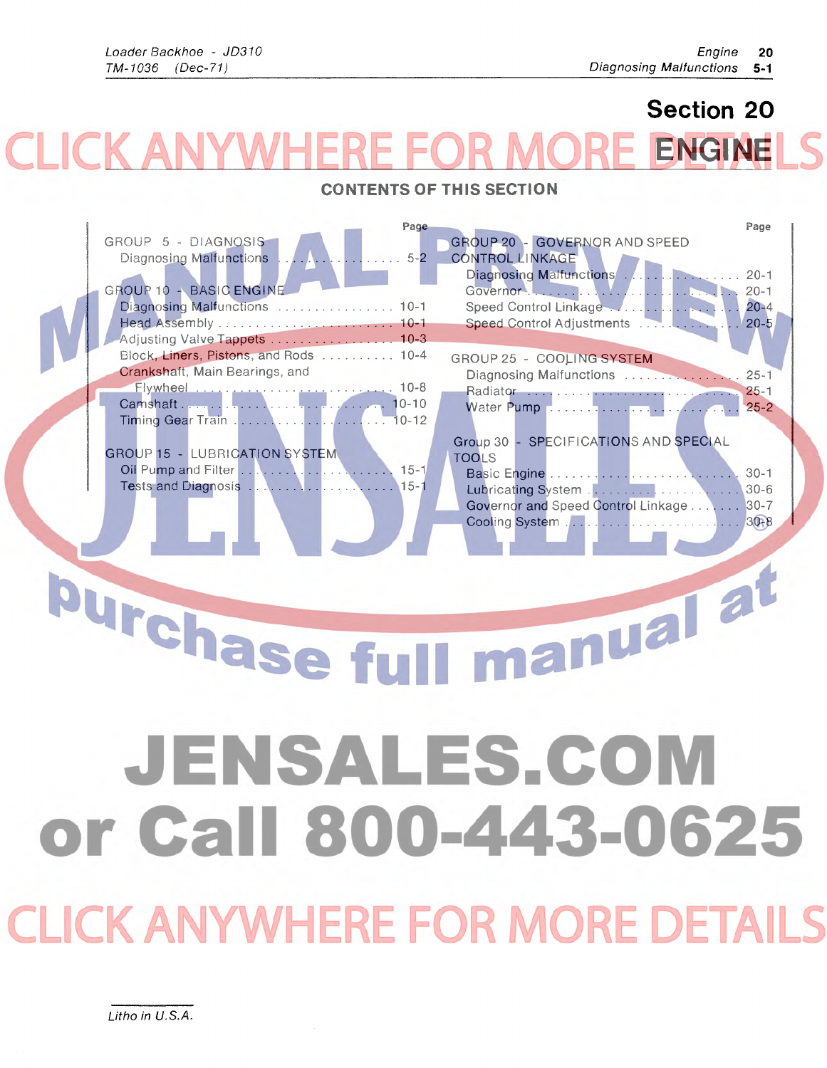# Section 20

# ENGINE

## CONTENTS OF THIS SECTION

| | Page |
|---|---|
| **GROUP 5 - DIAGNOSIS** | |
| Diagnosing Malfunctions | 5-2 |
| **GROUP 10 - BASIC ENGINE** | |
| Diagnosing Malfunctions | 10-1 |
| Head Assembly | 10-1 |
| Adjusting Valve Tappets | 10-3 |
| Block, Liners, Pistons, and Rods | 10-4 |
| Crankshaft, Main Bearings, and Flywheel | 10-8 |
| Camshaft | 10-10 |
| Timing Gear Train | 10-12 |
| **GROUP 15 - LUBRICATION SYSTEM** | |
| Oil Pump and Filter | 15-1 |
| Tests and Diagnosis | 15-1 |
| **GROUP 20 - GOVERNOR AND SPEED CONTROL LINKAGE** | |
| Diagnosing Malfunctions | 20-1 |
| Governor | 20-1 |
| Speed Control Linkage | 20-4 |
| Speed Control Adjustments | 20-5 |
| **GROUP 25 - COOLING SYSTEM** | |
| Diagnosing Malfunctions | 25-1 |
| Radiator | 25-1 |
| Water Pump | 25-2 |
| **Group 30 - SPECIFICATIONS AND SPECIAL TOOLS** | |
| Basic Engine | 30-1 |
| Lubricating System | 30-6 |
| Governor and Speed Control Linkage | 30-7 |
| Cooling System | 30-8 |

Litho in U.S.A.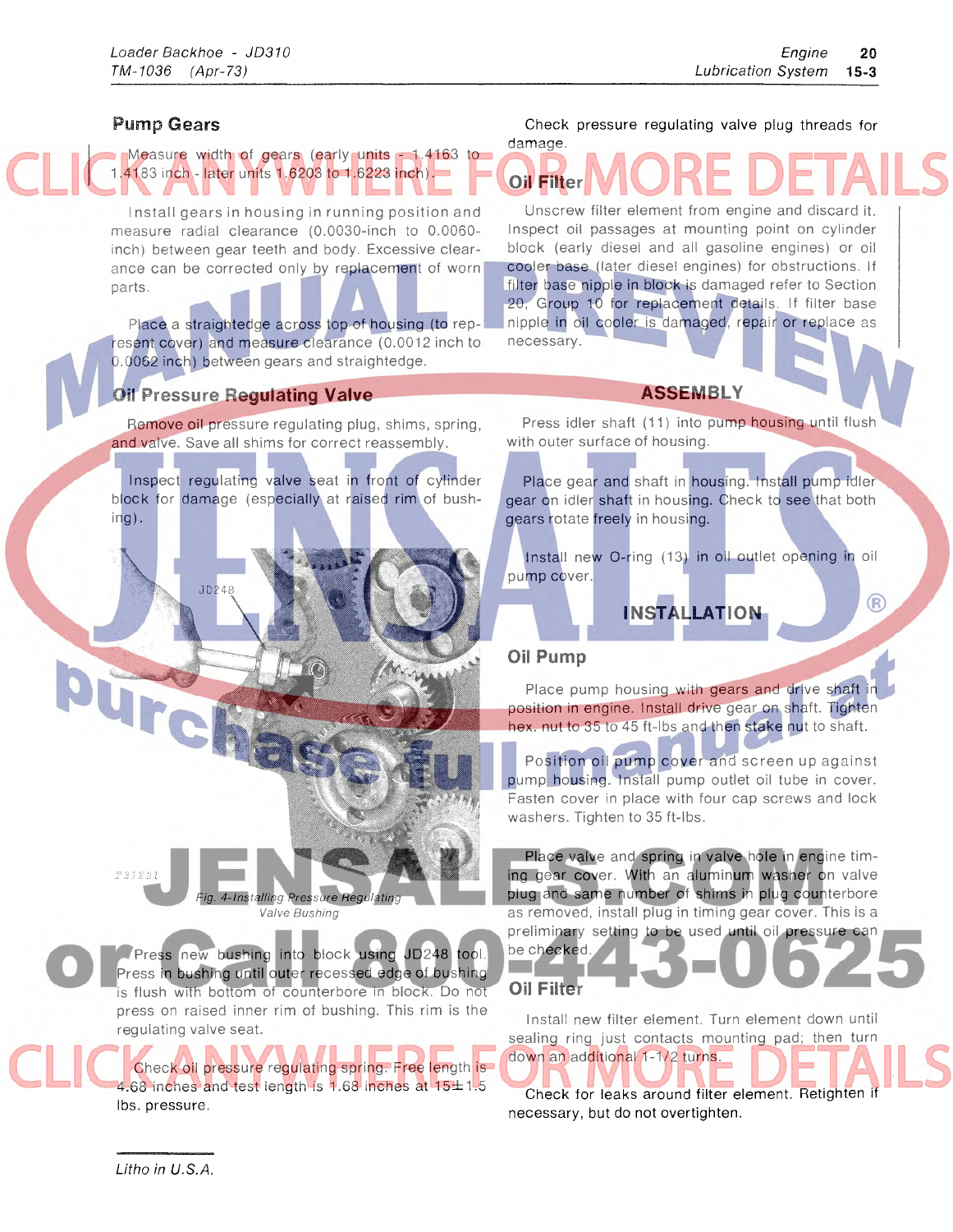## Pump Gears

Measure width of gears (early units - 1.4163 to 1.4183 inch - later units 1.6203 to 1.6223 inch).

Install gears in housing in running position and measure radial clearance (0.0030-inch to 0.0060-inch) between gear teeth and body. Excessive clearance can be corrected only by replacement of worn parts.

Place a straightedge across top of housing (to represent cover) and measure clearance (0.0012 inch to 0.0062 inch) between gears and straightedge.

## Oil Pressure Regulating Valve

Remove oil pressure regulating plug, shims, spring, and valve. Save all shims for correct reassembly.

Inspect regulating valve seat in front of cylinder block for damage (especially at raised rim of bushing).

JD248

T31221

*Fig. 4-Installing Pressure Regulating Valve Bushing*

Press new bushing into block using JD248 tool. Press in bushing until outer recessed edge of bushing is flush with bottom of counterbore in block. Do not press on raised inner rim of bushing. This rim is the regulating valve seat.

Check oil pressure regulating spring. Free length is 4.68 inches and test length is 1.68 inches at 15±1.5 lbs. pressure.

Check pressure regulating valve plug threads for damage.

## Oil Filter

Unscrew filter element from engine and discard it. Inspect oil passages at mounting point on cylinder block (early diesel and all gasoline engines) or oil cooler base (later diesel engines) for obstructions. If filter base nipple in block is damaged refer to Section 20, Group 10 for replacement details. If filter base nipple in oil cooler is damaged, repair or replace as necessary.

# ASSEMBLY

Press idler shaft (11) into pump housing until flush with outer surface of housing.

Place gear and shaft in housing. Install pump idler gear on idler shaft in housing. Check to see that both gears rotate freely in housing.

Install new O-ring (13) in oil outlet opening in oil pump cover.

# INSTALLATION

## Oil Pump

Place pump housing with gears and drive shaft in position in engine. Install drive gear on shaft. Tighten hex. nut to 35 to 45 ft-lbs and then stake nut to shaft.

Position oil pump cover and screen up against pump housing. Install pump outlet oil tube in cover. Fasten cover in place with four cap screws and lock washers. Tighten to 35 ft-lbs.

Place valve and spring in valve hole in engine timing gear cover. With an aluminum washer on valve plug and same number of shims in plug counterbore as removed, install plug in timing gear cover. This is a preliminary setting to be used until oil pressure can be checked.

## Oil Filter

Install new filter element. Turn element down until sealing ring just contacts mounting pad; then turn down an additional 1-1/2 turns.

Check for leaks around filter element. Retighten if necessary, but do not overtighten.

Litho in U.S.A.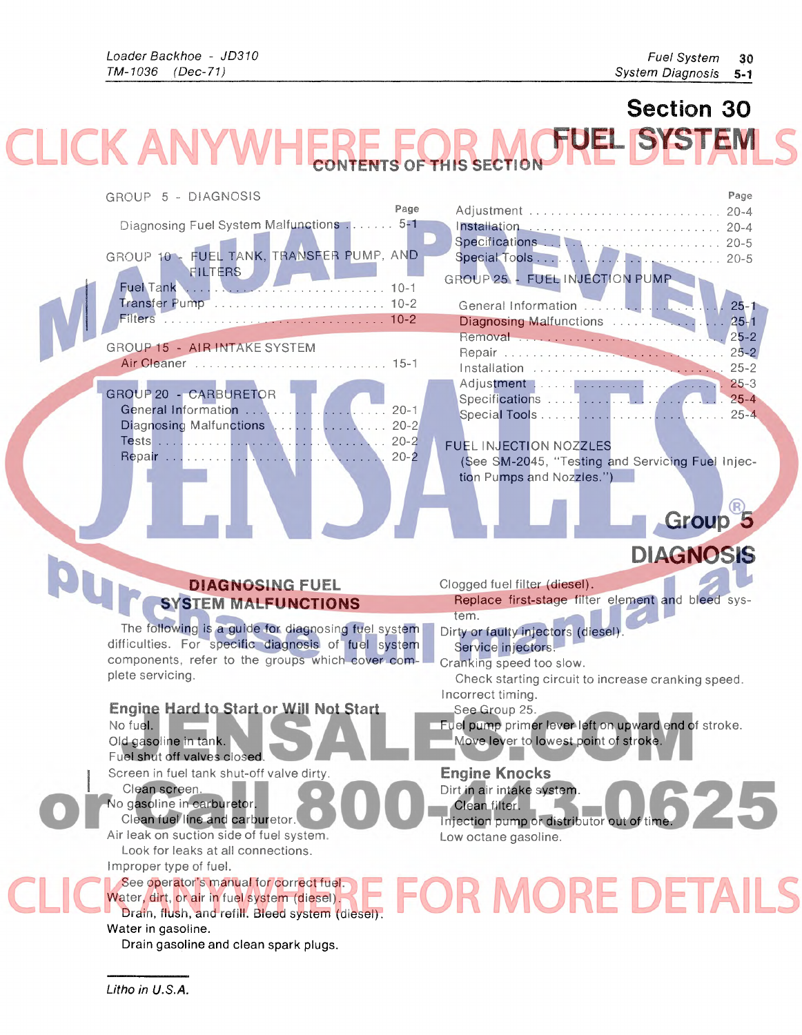# Section 30

# FUEL SYSTEM

## CONTENTS OF THIS SECTION

| | Page |
|---|---|
| **GROUP 5 - DIAGNOSIS** | |
| Diagnosing Fuel System Malfunctions | 5-1 |
| **GROUP 10 - FUEL TANK, TRANSFER PUMP, AND FILTERS** | |
| Fuel Tank | 10-1 |
| Transfer Pump | 10-2 |
| Filters | 10-2 |
| **GROUP 15 - AIR INTAKE SYSTEM** | |
| Air Cleaner | 15-1 |
| **GROUP 20 - CARBURETOR** | |
| General Information | 20-1 |
| Diagnosing Malfunctions | 20-2 |
| Tests | 20-2 |
| Repair | 20-2 |
| Adjustment | 20-4 |
| Installation | 20-4 |
| Specifications | 20-5 |
| Special Tools | 20-5 |
| **GROUP 25 - FUEL INJECTION PUMP** | |
| General Information | 25-1 |
| Diagnosing Malfunctions | 25-1 |
| Removal | 25-2 |
| Repair | 25-2 |
| Installation | 25-2 |
| Adjustment | 25-3 |
| Specifications | 25-4 |
| Special Tools | 25-4 |

FUEL INJECTION NOZZLES
(See SM-2045, "Testing and Servicing Fuel Injection Pumps and Nozzles.")

# Group 5

# DIAGNOSIS

## DIAGNOSING FUEL SYSTEM MALFUNCTIONS

The following is a guide for diagnosing fuel system difficulties. For specific diagnosis of fuel system components, refer to the groups which cover complete servicing.

### Engine Hard to Start or Will Not Start

No fuel.

Old gasoline in tank.

Fuel shut off valves closed.

Screen in fuel tank shut-off valve dirty.
  Clean screen.

No gasoline in carburetor.
  Clean fuel line and carburetor.

Air leak on suction side of fuel system.
  Look for leaks at all connections.

Improper type of fuel.
  See operator's manual for correct fuel.

Water, dirt, or air in fuel system (diesel).
  Drain, flush, and refill. Bleed system (diesel).

Water in gasoline.
  Drain gasoline and clean spark plugs.

Clogged fuel filter (diesel).
  Replace first-stage filter element and bleed system.

Dirty or faulty injectors (diesel).
  Service injectors.

Cranking speed too slow.
  Check starting circuit to increase cranking speed.

Incorrect timing.
  See Group 25.

Fuel pump primer lever left on upward end of stroke.
  Move lever to lowest point of stroke.

### Engine Knocks

Dirt in air intake system.
  Clean filter.

Injection pump or distributor out of time.

Low octane gasoline.

Litho in U.S.A.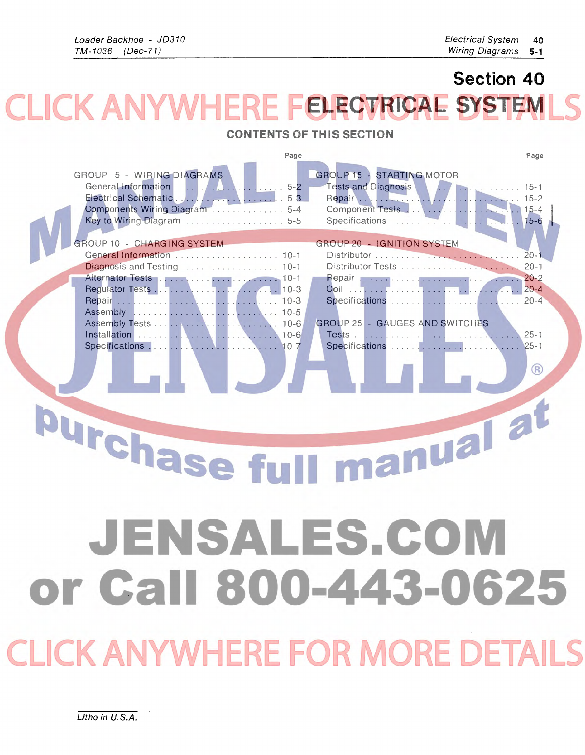# Section 40

# ELECTRICAL SYSTEM

## CONTENTS OF THIS SECTION

| | Page |
|---|---|
| **GROUP 5 - WIRING DIAGRAMS** | |
| General Information | 5-2 |
| Electrical Schematic | 5-3 |
| Components Wiring Diagram | 5-4 |
| Key to Wiring Diagram | 5-5 |
| **GROUP 10 - CHARGING SYSTEM** | |
| General Information | 10-1 |
| Diagnosis and Testing | 10-1 |
| Alternator Tests | 10-1 |
| Regulator Tests | 10-3 |
| Repair | 10-3 |
| Assembly | 10-5 |
| Assembly Tests | 10-6 |
| Installation | 10-6 |
| Specifications | 10-7 |
| **GROUP 15 - STARTING MOTOR** | |
| Tests and Diagnosis | 15-1 |
| Repair | 15-2 |
| Component Tests | 15-4 |
| Specifications | 15-6 |
| **GROUP 20 - IGNITION SYSTEM** | |
| Distributor | 20-1 |
| Distributor Tests | 20-1 |
| Repair | 20-2 |
| Coil | 20-4 |
| Specifications | 20-4 |
| **GROUP 25 - GAUGES AND SWITCHES** | |
| Tests | 25-1 |
| Specifications | 25-1 |

CLICK ANYWHERE FOR MORE DETAILS

MANUAL PREVIEW

JENSALES®

purchase full manual at

JENSALES.COM
or Call 800-443-0625

CLICK ANYWHERE FOR MORE DETAILS

*Litho in U.S.A.*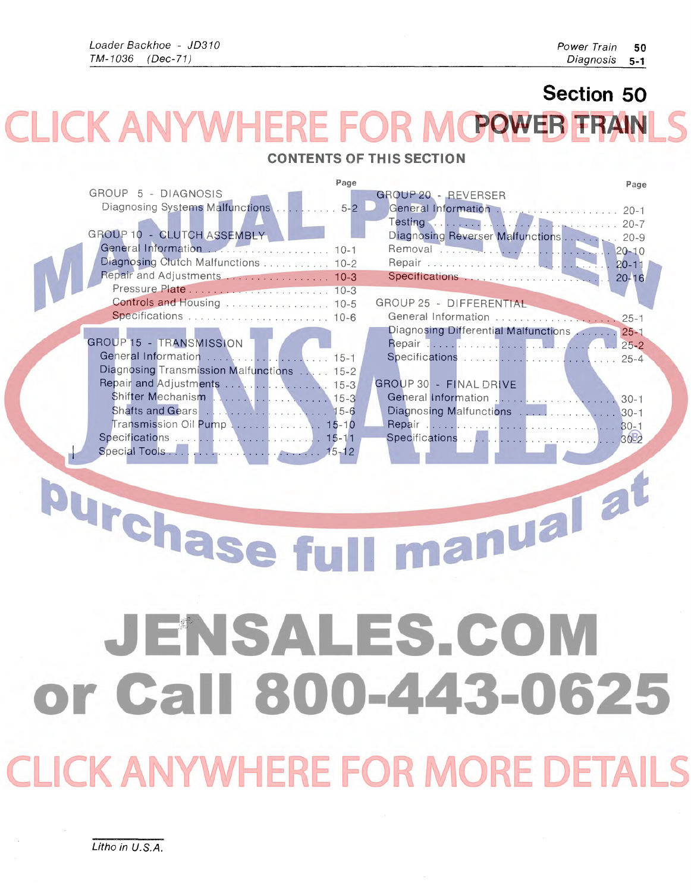# Section 50

# POWER TRAIN

## CONTENTS OF THIS SECTION

| | Page |
|---|---|
| **GROUP 5 - DIAGNOSIS** | |
| Diagnosing Systems Malfunctions | 5-2 |
| **GROUP 10 - CLUTCH ASSEMBLY** | |
| General Information | 10-1 |
| Diagnosing Clutch Malfunctions | 10-2 |
| Repair and Adjustments | 10-3 |
| Pressure Plate | 10-3 |
| Controls and Housing | 10-5 |
| Specifications | 10-6 |
| **GROUP 15 - TRANSMISSION** | |
| General Information | 15-1 |
| Diagnosing Transmission Malfunctions | 15-2 |
| Repair and Adjustments | 15-3 |
| Shifter Mechanism | 15-3 |
| Shafts and Gears | 15-6 |
| Transmission Oil Pump | 15-10 |
| Specifications | 15-11 |
| Special Tools | 15-12 |
| **GROUP 20 - REVERSER** | |
| General Information | 20-1 |
| Testing | 20-7 |
| Diagnosing Reverser Malfunctions | 20-9 |
| Removal | 20-10 |
| Repair | 20-11 |
| Specifications | 20-16 |
| **GROUP 25 - DIFFERENTIAL** | |
| General Information | 25-1 |
| Diagnosing Differential Malfunctions | 25-1 |
| Repair | 25-2 |
| Specifications | 25-4 |
| **GROUP 30 - FINAL DRIVE** | |
| General Information | 30-1 |
| Diagnosing Malfunctions | 30-1 |
| Repair | 30-1 |
| Specifications | 30-2 |

Litho in U.S.A.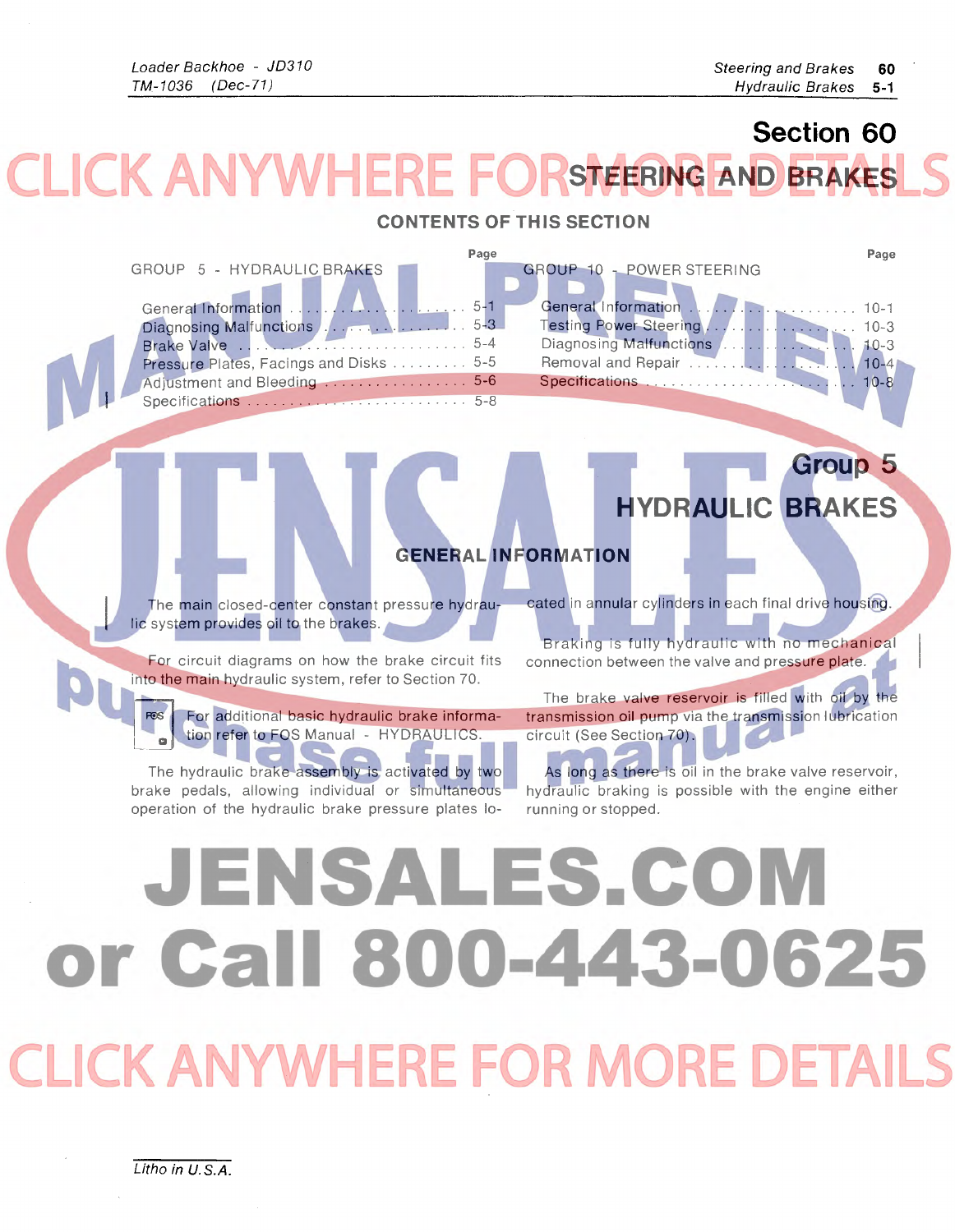# Section 60

# STEERING AND BRAKES

## CONTENTS OF THIS SECTION

| GROUP 5 - HYDRAULIC BRAKES | Page | GROUP 10 - POWER STEERING | Page |
|---|---|---|---|
| General Information | 5-1 | General Information | 10-1 |
| Diagnosing Malfunctions | 5-3 | Testing Power Steering | 10-3 |
| Brake Valve | 5-4 | Diagnosing Malfunctions | 10-3 |
| Pressure Plates, Facings and Disks | 5-5 | Removal and Repair | 10-4 |
| Adjustment and Bleeding | 5-6 | Specifications | 10-8 |
| Specifications | 5-8 | | |

## Group 5

## HYDRAULIC BRAKES

### GENERAL INFORMATION

The main closed-center constant pressure hydraulic system provides oil to the brakes.

For circuit diagrams on how the brake circuit fits into the main hydraulic system, refer to Section 70.

FOS For additional basic hydraulic brake information refer to FOS Manual - HYDRAULICS.

The hydraulic brake assembly is activated by two brake pedals, allowing individual or simultaneous operation of the hydraulic brake pressure plates located in annular cylinders in each final drive housing.

Braking is fully hydraulic with no mechanical connection between the valve and pressure plate.

The brake valve reservoir is filled with oil by the transmission oil pump via the transmission lubrication circuit (See Section 70).

As long as there is oil in the brake valve reservoir, hydraulic braking is possible with the engine either running or stopped.

Litho in U.S.A.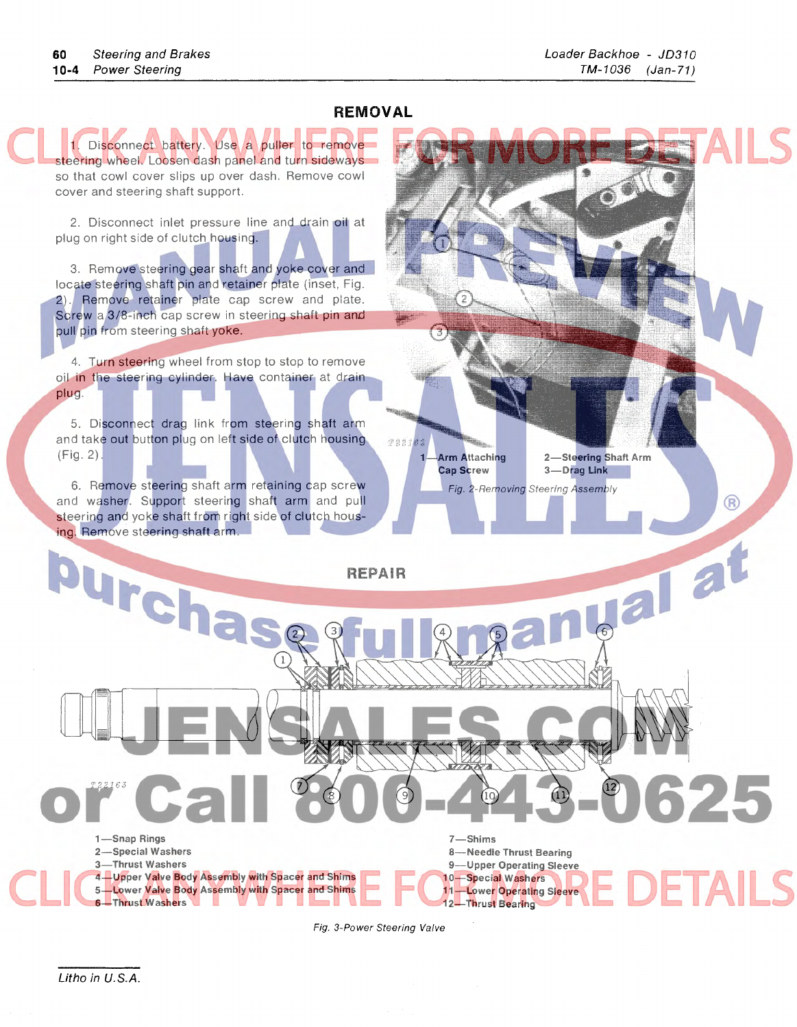## REMOVAL

1. Disconnect battery. Use a puller to remove steering wheel. Loosen dash panel and turn sideways so that cowl cover slips up over dash. Remove cowl cover and steering shaft support.

2. Disconnect inlet pressure line and drain oil at plug on right side of clutch housing.

3. Remove steering gear shaft and yoke cover and locate steering shaft pin and retainer plate (inset, Fig. 2). Remove retainer plate cap screw and plate. Screw a 3/8-inch cap screw in steering shaft pin and pull pin from steering shaft yoke.

4. Turn steering wheel from stop to stop to remove oil in the steering cylinder. Have container at drain plug.

5. Disconnect drag link from steering shaft arm and take out button plug on left side of clutch housing (Fig. 2).

6. Remove steering shaft arm retaining cap screw and washer. Support steering shaft arm and pull steering and yoke shaft from right side of clutch housing. Remove steering shaft arm.

1—Arm Attaching Cap Screw
2—Steering Shaft Arm
3—Drag Link

*Fig. 2-Removing Steering Assembly*

## REPAIR

1—Snap Rings
2—Special Washers
3—Thrust Washers
4—Upper Valve Body Assembly with Spacer and Shims
5—Lower Valve Body Assembly with Spacer and Shims
6—Thrust Washers
7—Shims
8—Needle Thrust Bearing
9—Upper Operating Sleeve
10—Special Washers
11—Lower Operating Sleeve
12—Thrust Bearing

*Fig. 3-Power Steering Valve*

*Litho in U.S.A.*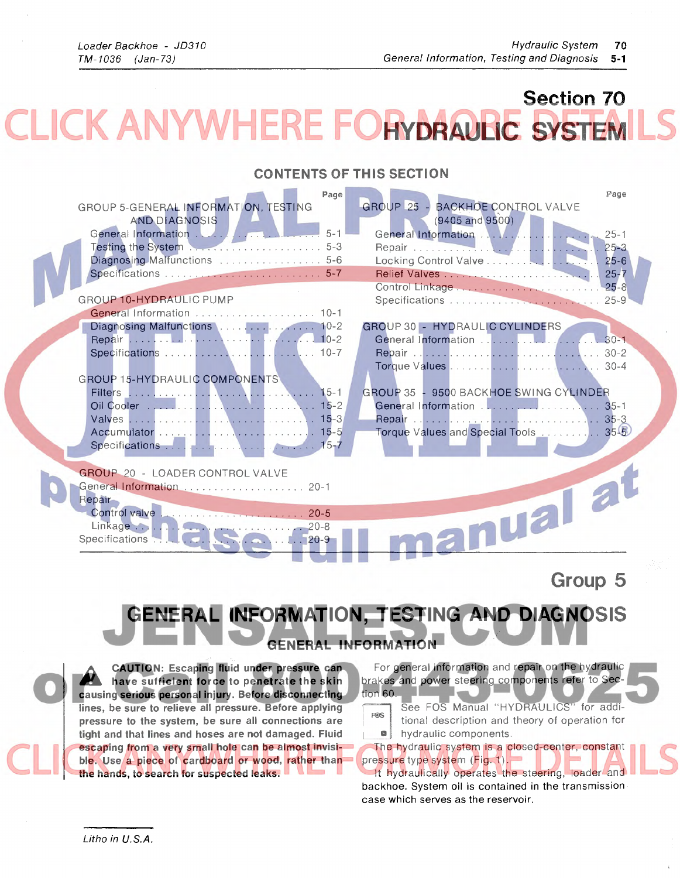# Section 70

# HYDRAULIC SYSTEM

## CONTENTS OF THIS SECTION

| | Page |
|---|---|
| **GROUP 5-GENERAL INFORMATION, TESTING AND DIAGNOSIS** | |
| General Information | 5-1 |
| Testing the System | 5-3 |
| Diagnosing Malfunctions | 5-6 |
| Specifications | 5-7 |
| **GROUP 10-HYDRAULIC PUMP** | |
| General Information | 10-1 |
| Diagnosing Malfunctions | 10-2 |
| Repair | 10-2 |
| Specifications | 10-7 |
| **GROUP 15-HYDRAULIC COMPONENTS** | |
| Filters | 15-1 |
| Oil Cooler | 15-2 |
| Valves | 15-3 |
| Accumulator | 15-5 |
| Specifications | 15-7 |
| **GROUP 20 - LOADER CONTROL VALVE** | |
| General Information | 20-1 |
| Repair | |
| Control valve | 20-5 |
| Linkage | 20-8 |
| Specifications | 20-9 |
| **GROUP 25 - BACKHOE CONTROL VALVE (9405 and 9500)** | |
| General Information | 25-1 |
| Repair | 25-3 |
| Locking Control Valve | 25-6 |
| Relief Valves | 25-7 |
| Control Linkage | 25-8 |
| Specifications | 25-9 |
| **GROUP 30 - HYDRAULIC CYLINDERS** | |
| General Information | 30-1 |
| Repair | 30-2 |
| Torque Values | 30-4 |
| **GROUP 35 - 9500 BACKHOE SWING CYLINDER** | |
| General Information | 35-1 |
| Repair | 35-3 |
| Torque Values and Special Tools | 35-5 |

## Group 5

# GENERAL INFORMATION, TESTING AND DIAGNOSIS

## GENERAL INFORMATION

**CAUTION: Escaping fluid under pressure can have sufficient force to penetrate the skin causing serious personal injury. Before disconnecting lines, be sure to relieve all pressure. Before applying pressure to the system, be sure all connections are tight and that lines and hoses are not damaged. Fluid escaping from a very small hole can be almost invisible. Use a piece of cardboard or wood, rather than the hands, to search for suspected leaks.**

For general information and repair on the hydraulic brakes and power steering components refer to Section 60.

See FOS Manual "HYDRAULICS" for additional description and theory of operation for hydraulic components.

The hydraulic system is a closed-center, constant pressure type system (Fig. 1).

It hydraulically operates the steering, loader and backhoe. System oil is contained in the transmission case which serves as the reservoir.

Litho in U.S.A.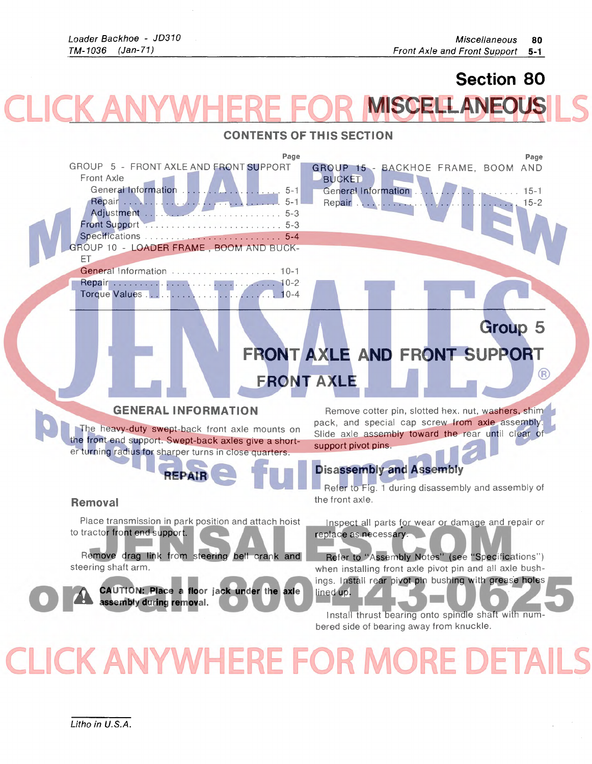# Section 80

# MISCELLANEOUS

## CONTENTS OF THIS SECTION

| | Page |
|---|---|
| GROUP 5 - FRONT AXLE AND FRONT SUPPORT | |
| Front Axle | |
| General Information | 5-1 |
| Repair | 5-1 |
| Adjustment | 5-3 |
| Front Support | 5-3 |
| Specifications | 5-4 |
| GROUP 10 - LOADER FRAME, BOOM AND BUCKET | |
| General Information | 10-1 |
| Repair | 10-2 |
| Torque Values | 10-4 |
| GROUP 15 - BACKHOE FRAME, BOOM AND BUCKET | |
| General Information | 15-1 |
| Repair | 15-2 |

## Group 5

## FRONT AXLE AND FRONT SUPPORT

## FRONT AXLE

### GENERAL INFORMATION

The heavy-duty swept-back front axle mounts on the front end support. Swept-back axles give a shorter turning radius for sharper turns in close quarters.

### REPAIR

#### Removal

Place transmission in park position and attach hoist to tractor front end support.

Remove drag link from steering bell crank and steering shaft arm.

**CAUTION: Place a floor jack under the axle assembly during removal.**

Remove cotter pin, slotted hex. nut, washers, shim pack, and special cap screw from axle assembly. Slide axle assembly toward the rear until clear of support pivot pins.

#### Disassembly and Assembly

Refer to Fig. 1 during disassembly and assembly of the front axle.

Inspect all parts for wear or damage and repair or replace as necessary.

Refer to "Assembly Notes" (see "Specifications") when installing front axle pivot pin and all axle bushings. Install rear pivot pin bushing with grease holes lined up.

Install thrust bearing onto spindle shaft with numbered side of bearing away from knuckle.

Litho in U.S.A.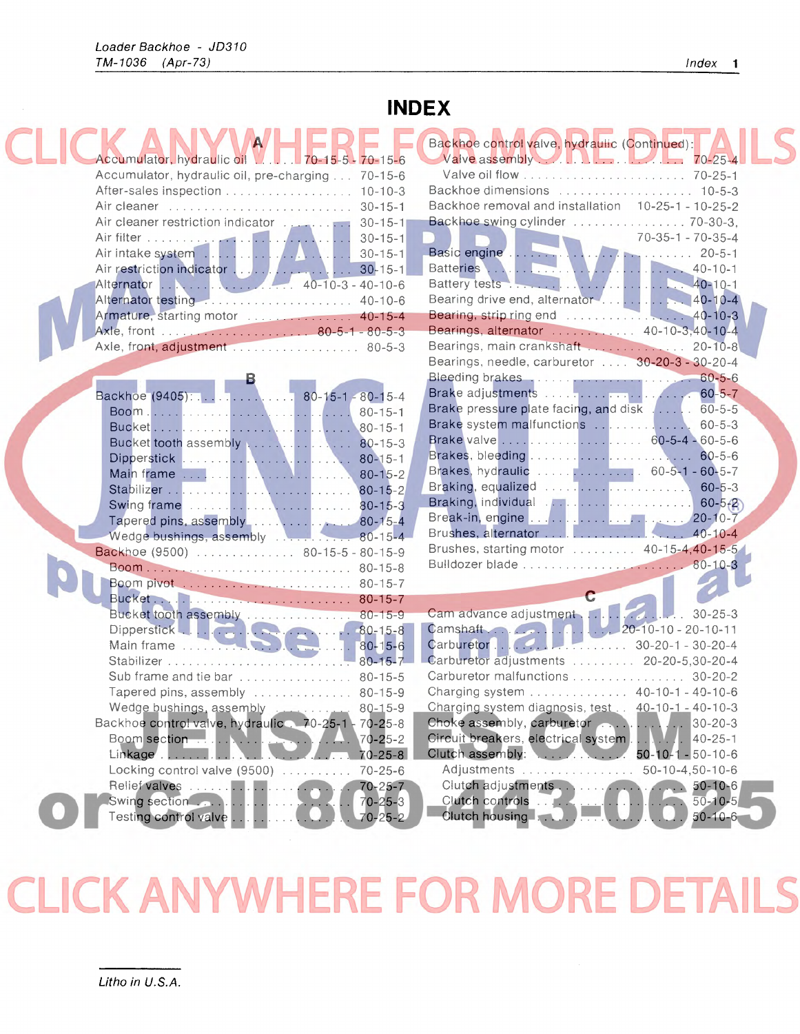# INDEX

## A

Accumulator, hydraulic oil . . . . . 70-15-5 - 70-15-6
Accumulator, hydraulic oil, pre-charging . . . 70-15-6
After-sales inspection . . . . . . . . . . . . . . . . . . 10-10-3
Air cleaner . . . . . . . . . . . . . . . . . . . . . . . . . 30-15-1
Air cleaner restriction indicator . . . . . . . . . 30-15-1
Air filter . . . . . . . . . . . . . . . . . . . . . . . . . . . 30-15-1
Air intake system . . . . . . . . . . . . . . . . . . . . 30-15-1
Air restriction indicator . . . . . . . . . . . . . . . 30-15-1
Alternator . . . . . . . . . . . . . . . . 40-10-3 - 40-10-6
Alternator testing . . . . . . . . . . . . . . . . . . . 40-10-6
Armature, starting motor . . . . . . . . . . . . . 40-15-4
Axle, front . . . . . . . . . . . . . . . . . 80-5-1 - 80-5-3
Axle, front, adjustment . . . . . . . . . . . . . . . 80-5-3

## B

Backhoe (9405): . . . . . . . . . . . . 80-15-1 - 80-15-4
- Boom . . . . . . . . . . . . . . . . . . . . . . . . . . 80-15-1
- Bucket . . . . . . . . . . . . . . . . . . . . . . . . . 80-15-1
- Bucket tooth assembly . . . . . . . . . . . . 80-15-3
- Dipperstick . . . . . . . . . . . . . . . . . . . . . 80-15-1
- Main frame . . . . . . . . . . . . . . . . . . . . . 80-15-2
- Stabilizer . . . . . . . . . . . . . . . . . . . . . . 80-15-2
- Swing frame . . . . . . . . . . . . . . . . . . . . 80-15-3
- Tapered pins, assembly . . . . . . . . . . . . 80-15-4
- Wedge bushings, assembly . . . . . . . . . 80-15-4

Backhoe (9500) . . . . . . . . . . . . . . 80-15-5 - 80-15-9
- Boom . . . . . . . . . . . . . . . . . . . . . . . . . . 80-15-8
- Boom pivot . . . . . . . . . . . . . . . . . . . . . 80-15-7
- Bucket . . . . . . . . . . . . . . . . . . . . . . . . . 80-15-7
- Bucket tooth assembly . . . . . . . . . . . . 80-15-9
- Dipperstick . . . . . . . . . . . . . . . . . . . . . 80-15-8
- Main frame . . . . . . . . . . . . . . . . . . . . . 80-15-6
- Stabilizer . . . . . . . . . . . . . . . . . . . . . . 80-15-7
- Sub frame and tie bar . . . . . . . . . . . . . 80-15-5
- Tapered pins, assembly . . . . . . . . . . . . 80-15-9
- Wedge bushings, assembly . . . . . . . . . 80-15-9

Backhoe control valve, hydraulic . . 70-25-1 - 70-25-8
- Boom section . . . . . . . . . . . . . . . . . . . . 70-25-2
- Linkage . . . . . . . . . . . . . . . . . . . . . . . . 70-25-8
- Locking control valve (9500) . . . . . . . . 70-25-6
- Relief valves . . . . . . . . . . . . . . . . . . . . 70-25-7
- Swing section . . . . . . . . . . . . . . . . . . . 70-25-3
- Testing control valve . . . . . . . . . . . . . 70-25-2

Backhoe control valve, hydraulic (Continued):
- Valve assembly . . . . . . . . . . . . . . . . . . 70-25-4
- Valve oil flow . . . . . . . . . . . . . . . . . . . 70-25-1

Backhoe dimensions . . . . . . . . . . . . . . . . . 10-5-3
Backhoe removal and installation . . 10-25-1 - 10-25-2
Backhoe swing cylinder . . . . . . . . . . . . . . . 70-30-3, 70-35-1 - 70-35-4
Basic engine . . . . . . . . . . . . . . . . . . . . . . . 20-5-1
Batteries . . . . . . . . . . . . . . . . . . . . . . . . . . 40-10-1
Battery tests . . . . . . . . . . . . . . . . . . . . . . . 40-10-1
Bearing drive end, alternator . . . . . . . . . . 40-10-4
Bearing, strip ring end . . . . . . . . . . . . . . . 40-10-3
Bearings, alternator . . . . . . . . . . . . . 40-10-3,40-10-4
Bearings, main crankshaft . . . . . . . . . . . . 20-10-8
Bearings, needle, carburetor . . . . 30-20-3 - 30-20-4
Bleeding brakes . . . . . . . . . . . . . . . . . . . . 60-5-6
Brake adjustments . . . . . . . . . . . . . . . . . . 60-5-7
Brake pressure plate facing, and disk . . . . 60-5-5
Brake system malfunctions . . . . . . . . . . . 60-5-3
Brake valve . . . . . . . . . . . . . . . . 60-5-4 - 60-5-6
Brakes, bleeding . . . . . . . . . . . . . . . . . . . 60-5-6
Brakes, hydraulic . . . . . . . . . . . . 60-5-1 - 60-5-7
Braking, equalized . . . . . . . . . . . . . . . . . . 60-5-3
Braking, individual . . . . . . . . . . . . . . . . . . 60-5-2
Break-in, engine . . . . . . . . . . . . . . . . . . . . 20-10-7
Brushes, alternator . . . . . . . . . . . . . . . . . . 40-10-4
Brushes, starting motor . . . . . . . . . 40-15-4,40-15-5
Bulldozer blade . . . . . . . . . . . . . . . . . . . . 80-10-3

## C

Cam advance adjustment . . . . . . . . . . . . . 30-25-3
Camshaft . . . . . . . . . . . . . . . . . 20-10-10 - 20-10-11
Carburetor . . . . . . . . . . . . . . . . . 30-20-1 - 30-20-4
Carburetor adjustments . . . . . . . . . 20-20-5,30-20-4
Carburetor malfunctions . . . . . . . . . . . . . 30-20-2
Charging system . . . . . . . . . . . . 40-10-1 - 40-10-6
Charging system diagnosis, test . . 40-10-1 - 40-10-3
Choke assembly, carburetor . . . . . . . . . . 30-20-3
Circuit breakers, electrical system . . . . . 40-25-1
Clutch assembly: . . . . . . . . . . . . 50-10-1 - 50-10-6
- Adjustments . . . . . . . . . . . . . . 50-10-4,50-10-6
- Clutch adjustments . . . . . . . . . . . . . . . 50-10-6
- Clutch controls . . . . . . . . . . . . . . . . . . 50-10-5
- Clutch housing . . . . . . . . . . . . . . . . . . 50-10-6

Litho in U.S.A.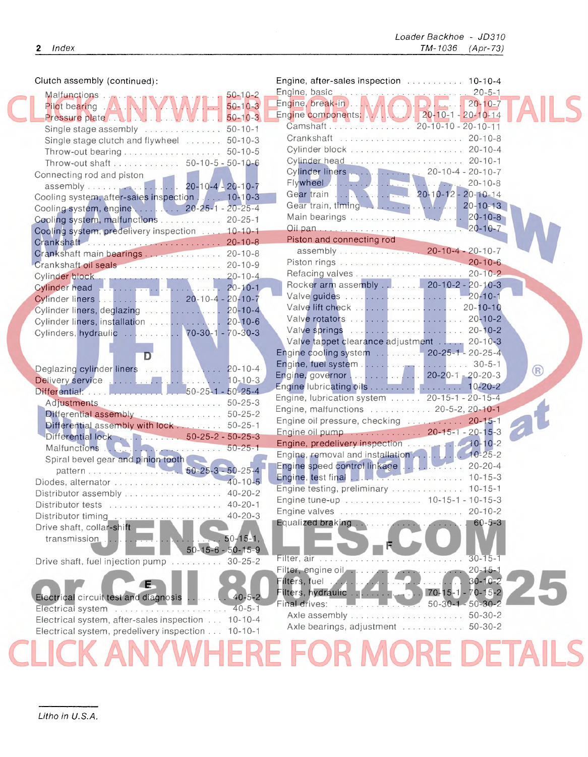Clutch assembly (continued):

- Malfunctions ........ 50-10-2
- Pilot bearing ........ 50-10-3
- Pressure plate ........ 50-10-3
- Single stage assembly ........ 50-10-1
- Single stage clutch and flywheel ........ 50-10-3
- Throw-out bearing ........ 50-10-5
- Throw-out shaft ........ 50-10-5 - 50-10-6

Connecting rod and piston assembly ........ 20-10-4 - 20-10-7
Cooling system, after-sales inspection ........ 10-10-3
Cooling system, engine ........ 20-25-1 - 20-25-4
Cooling system, malfunctions ........ 20-25-1
Cooling system, predelivery inspection ........ 10-10-1
Crankshaft ........ 20-10-8
Crankshaft main bearings ........ 20-10-8
Crankshaft oil seals ........ 20-10-9
Cylinder block ........ 20-10-4
Cylinder head ........ 20-10-1
Cylinder liners ........ 20-10-4 - 20-10-7
Cylinder liners, deglazing ........ 20-10-4
Cylinder liners, installation ........ 20-10-6
Cylinders, hydraulic ........ 70-30-1 - 70-30-3

## D

Deglazing cylinder liners ........ 20-10-4
Delivery service ........ 10-10-3
Differential: ........ 50-25-1 - 50-25-4

- Adjustments ........ 50-25-3
- Differential assembly ........ 50-25-2
- Differential assembly with lock ........ 50-25-1
- Differential lock ........ 50-25-2 - 50-25-3
- Malfunctions ........ 50-25-1
- Spiral bevel gear and pinion tooth pattern ........ 50-25-3 - 50-25-4

Diodes, alternator ........ 40-10-5
Distributor assembly ........ 40-20-2
Distributor tests ........ 40-20-1
Distributor timing ........ 40-20-3
Drive shaft, collar-shift transmission ........ 50-15-1, 50-15-6 - 50-15-9
Drive shaft, fuel injection pump ........ 30-25-2

## E

Electrical circuit test and diagnosis ........ 40-5-2
Electrical system ........ 40-5-1
Electrical system, after-sales inspection ........ 10-10-4
Electrical system, predelivery inspection ........ 10-10-1
Engine, after-sales inspection ........ 10-10-4
Engine, basic ........ 20-5-1
Engine, break-in ........ 20-10-7
Engine components: ........ 20-10-1 - 20-10-14

- Camshaft ........ 20-10-10 - 20-10-11
- Crankshaft ........ 20-10-8
- Cylinder block ........ 20-10-4
- Cylinder head ........ 20-10-1
- Cylinder liners ........ 20-10-4 - 20-10-7
- Flywheel ........ 20-10-8
- Gear train ........ 20-10-12 - 20-10-14
- Gear train, timing ........ 20-10-13
- Main bearings ........ 20-10-8
- Oil pan ........ 20-10-7
- Piston and connecting rod assembly ........ 20-10-4 - 20-10-7
- Piston rings ........ 20-10-6
- Refacing valves ........ 20-10-2
- Rocker arm assembly ........ 20-10-2 - 20-10-3
- Valve guides ........ 20-10-1
- Valve lift check ........ 20-10-10
- Valve rotators ........ 20-10-2
- Valve springs ........ 20-10-2
- Valve tappet clearance adjustment ........ 20-10-3

Engine cooling system ........ 20-25-1 - 20-25-4
Engine, fuel system ........ 30-5-1
Engine, governor ........ 20-20-1 - 20-20-3
Engine lubricating oils ........ 10-20-2
Engine, lubrication system ........ 20-15-1 - 20-15-4
Engine, malfunctions ........ 20-5-2, 20-10-1
Engine oil pressure, checking ........ 20-15-1
Engine oil pump ........ 20-15-1 - 20-15-3
Engine, predelivery inspection ........ 10-10-2
Engine, removal and installation ........ 10-25-2
Engine speed control linkage ........ 20-20-4
Engine, test final ........ 10-15-3
Engine testing, preliminary ........ 10-15-1
Engine tune-up ........ 10-15-1 - 10-15-3
Engine valves ........ 20-10-2
Equalized braking ........ 60-5-3

## F

Filter, air ........ 30-15-1
Filter, engine oil ........ 20-15-1
Filters, fuel ........ 30-10-2
Filters, hydraulic ........ 70-15-1 - 70-15-2
Final drives: ........ 50-30-1 - 50-30-2

- Axle assembly ........ 50-30-2
- Axle bearings, adjustment ........ 50-30-2

*Litho in U.S.A.*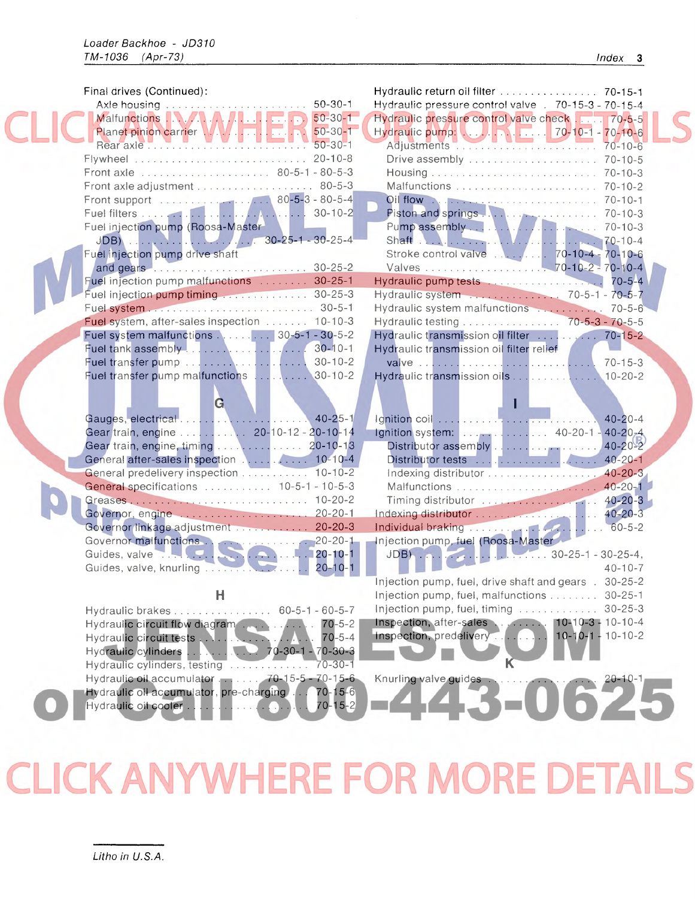Final drives (Continued):
- Axle housing ........ 50-30-1
- Malfunctions ........ 50-30-1
- Planet pinion carrier ........ 50-30-1
- Rear axle ........ 50-30-1

Flywheel ........ 20-10-8
Front axle ........ 80-5-1 - 80-5-3
Front axle adjustment ........ 80-5-3
Front support ........ 80-5-3 - 80-5-4
Fuel filters ........ 30-10-2
Fuel injection pump (Roosa-Master JDB) ........ 30-25-1 - 30-25-4
Fuel injection pump drive shaft and gears ........ 30-25-2
Fuel injection pump malfunctions ........ 30-25-1
Fuel injection pump timing ........ 30-25-3
Fuel system ........ 30-5-1
Fuel system, after-sales inspection ........ 10-10-3
Fuel system malfunctions ........ 30-5-1 - 30-5-2
Fuel tank assembly ........ 30-10-1
Fuel transfer pump ........ 30-10-2
Fuel transfer pump malfunctions ........ 30-10-2

### G

Gauges, electrical ........ 40-25-1
Gear train, engine ........ 20-10-12 - 20-10-14
Gear train, engine, timing ........ 20-10-13
General after-sales inspection ........ 10-10-4
General predelivery inspection ........ 10-10-2
General specifications ........ 10-5-1 - 10-5-3
Greases ........ 10-20-2
Governor, engine ........ 20-20-1
Governor linkage adjustment ........ 20-20-3
Governor malfunctions ........ 20-20-1
Guides, valve ........ 20-10-1
Guides, valve, knurling ........ 20-10-1

### H

Hydraulic brakes ........ 60-5-1 - 60-5-7
Hydraulic circuit flow diagram ........ 70-5-2
Hydraulic circuit tests ........ 70-5-4
Hydraulic cylinders ........ 70-30-1 - 70-30-3
Hydraulic cylinders, testing ........ 70-30-1
Hydraulic oil accumulator ........ 70-15-5 - 70-15-6
Hydraulic oil accumulator, pre-charging ........ 70-15-6
Hydraulic oil cooler ........ 70-15-2
Hydraulic return oil filter ........ 70-15-1
Hydraulic pressure control valve ........ 70-15-3 - 70-15-4
Hydraulic pressure control valve check ........ 70-5-5
Hydraulic pump: ........ 70-10-1 - 70-10-6
- Adjustments ........ 70-10-6
- Drive assembly ........ 70-10-5
- Housing ........ 70-10-3
- Malfunctions ........ 70-10-2
- Oil flow ........ 70-10-1
- Piston and springs ........ 70-10-3
- Pump assembly ........ 70-10-3
- Shaft ........ 70-10-4
- Stroke control valve ........ 70-10-4 - 70-10-6
- Valves ........ 70-10-2 - 70-10-4

Hydraulic pump tests ........ 70-5-4
Hydraulic system ........ 70-5-1 - 70-5-7
Hydraulic system malfunctions ........ 70-5-6
Hydraulic testing ........ 70-5-3 - 70-5-5
Hydraulic transmission oil filter ........ 70-15-2
Hydraulic transmission oil filter relief valve ........ 70-15-3
Hydraulic transmission oils ........ 10-20-2

### I

Ignition coil ........ 40-20-4
Ignition system: ........ 40-20-1 - 40-20-4
- Distributor assembly ........ 40-20-2
- Distributor tests ........ 40-20-1
- Indexing distributor ........ 40-20-3
- Malfunctions ........ 40-20-1
- Timing distributor ........ 40-20-3

Indexing distributor ........ 40-20-3
Individual braking ........ 60-5-2
Injection pump, fuel (Roosa-Master JDB) ........ 30-25-1 - 30-25-4, 40-10-7
Injection pump, fuel, drive shaft and gears ........ 30-25-2
Injection pump, fuel, malfunctions ........ 30-25-1
Injection pump, fuel, timing ........ 30-25-3
Inspection, after-sales ........ 10-10-3 - 10-10-4
Inspection, predelivery ........ 10-10-1 - 10-10-2

### K

Knurling valve guides ........ 20-10-1

*Litho in U.S.A.*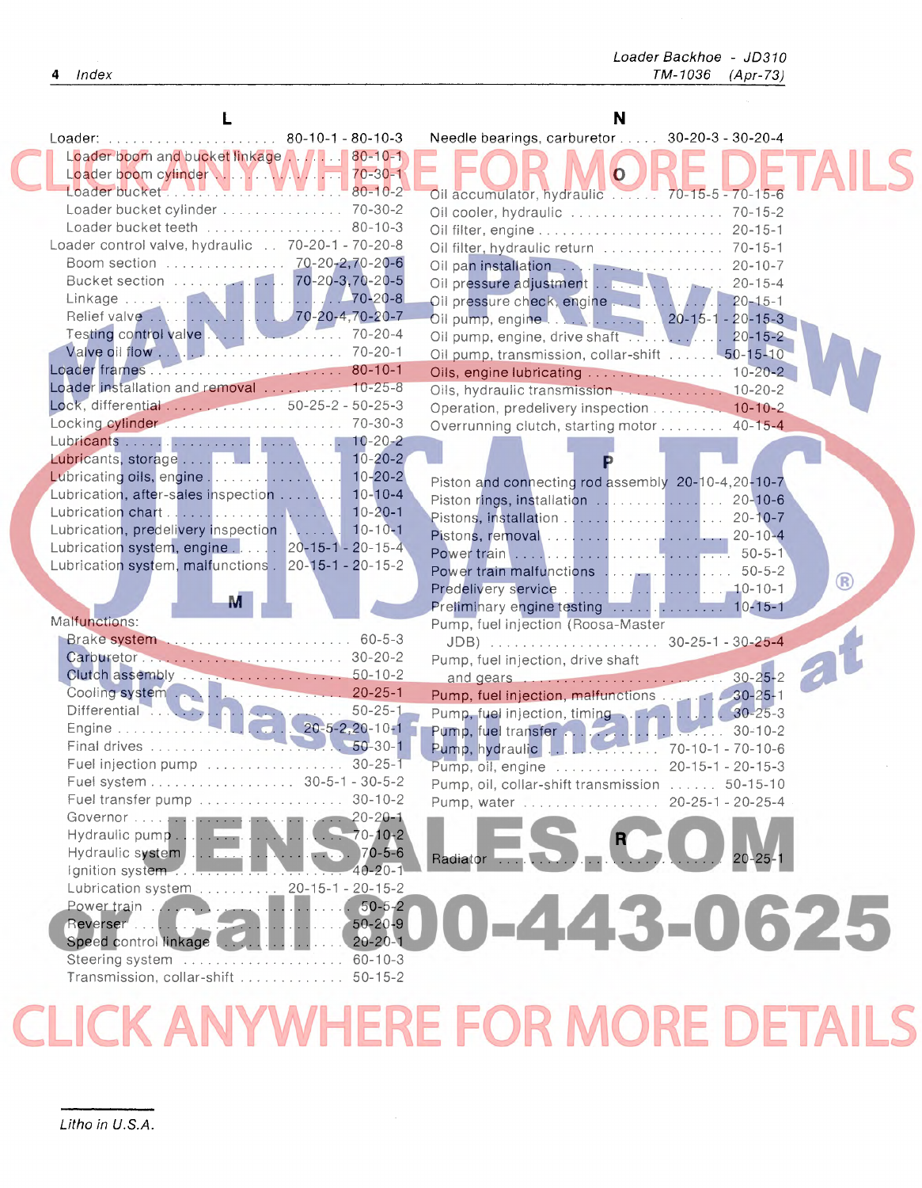## L

Loader: . . . . . 80-10-1 - 80-10-3
- Loader boom and bucket linkage . . . . 80-10-1
- Loader boom cylinder . . . . 70-30-1
- Loader bucket . . . . 80-10-2
- Loader bucket cylinder . . . . 70-30-2
- Loader bucket teeth . . . . 80-10-3

Loader control valve, hydraulic . . 70-20-1 - 70-20-8
- Boom section . . . . 70-20-2,70-20-6
- Bucket section . . . . 70-20-3,70-20-5
- Linkage . . . . 70-20-8
- Relief valve . . . . 70-20-4,70-20-7
- Testing control valve . . . . 70-20-4
- Valve oil flow . . . . 70-20-1

Loader frames . . . . 80-10-1
Loader installation and removal . . . . 10-25-8
Lock, differential . . . . 50-25-2 - 50-25-3
Locking cylinder . . . . 70-30-3
Lubricants . . . . 10-20-2
Lubricants, storage . . . . 10-20-2
Lubricating oils, engine . . . . 10-20-2
Lubrication, after-sales inspection . . . . 10-10-4
Lubrication chart . . . . 10-20-1
Lubrication, predelivery inspection . . . . 10-10-1
Lubrication system, engine . . . . 20-15-1 - 20-15-4
Lubrication system, malfunctions . 20-15-1 - 20-15-2

## M

Malfunctions:
- Brake system . . . . 60-5-3
- Carburetor . . . . 30-20-2
- Clutch assembly . . . . 50-10-2
- Cooling system . . . . 20-25-1
- Differential . . . . 50-25-1
- Engine . . . . 20-5-2,20-10-1
- Final drives . . . . 50-30-1
- Fuel injection pump . . . . 30-25-1
- Fuel system . . . . 30-5-1 - 30-5-2
- Fuel transfer pump . . . . 30-10-2
- Governor . . . . 20-20-1
- Hydraulic pump . . . . 70-10-2
- Hydraulic system . . . . 70-5-6
- Ignition system . . . . 40-20-1
- Lubrication system . . . . 20-15-1 - 20-15-2
- Power train . . . . 50-5-2
- Reverser . . . . 50-20-9
- Speed control linkage . . . . 20-20-1
- Steering system . . . . 60-10-3
- Transmission, collar-shift . . . . 50-15-2

## N

Needle bearings, carburetor . . . . 30-20-3 - 30-20-4

## O

Oil accumulator, hydraulic . . . . 70-15-5 - 70-15-6
Oil cooler, hydraulic . . . . 70-15-2
Oil filter, engine . . . . 20-15-1
Oil filter, hydraulic return . . . . 70-15-1
Oil pan installation . . . . 20-10-7
Oil pressure adjustment . . . . 20-15-4
Oil pressure check, engine . . . . 20-15-1
Oil pump, engine . . . . 20-15-1 - 20-15-3
Oil pump, engine, drive shaft . . . . 20-15-2
Oil pump, transmission, collar-shift . . . . 50-15-10
Oils, engine lubricating . . . . 10-20-2
Oils, hydraulic transmission . . . . 10-20-2
Operation, predelivery inspection . . . . 10-10-2
Overrunning clutch, starting motor . . . . 40-15-4

## P

Piston and connecting rod assembly 20-10-4,20-10-7
Piston rings, installation . . . . 20-10-6
Pistons, installation . . . . 20-10-7
Pistons, removal . . . . 20-10-4
Power train . . . . 50-5-1
Power train malfunctions . . . . 50-5-2
Predelivery service . . . . 10-10-1
Preliminary engine testing . . . . 10-15-1
Pump, fuel injection (Roosa-Master JDB) . . . . 30-25-1 - 30-25-4
Pump, fuel injection, drive shaft and gears . . . . 30-25-2
Pump, fuel injection, malfunctions . . . . 30-25-1
Pump, fuel injection, timing . . . . 30-25-3
Pump, fuel transfer . . . . 30-10-2
Pump, hydraulic . . . . 70-10-1 - 70-10-6
Pump, oil, engine . . . . 20-15-1 - 20-15-3
Pump, oil, collar-shift transmission . . . . 50-15-10
Pump, water . . . . 20-25-1 - 20-25-4

## R

Radiator . . . . 20-25-1

*Litho in U.S.A.*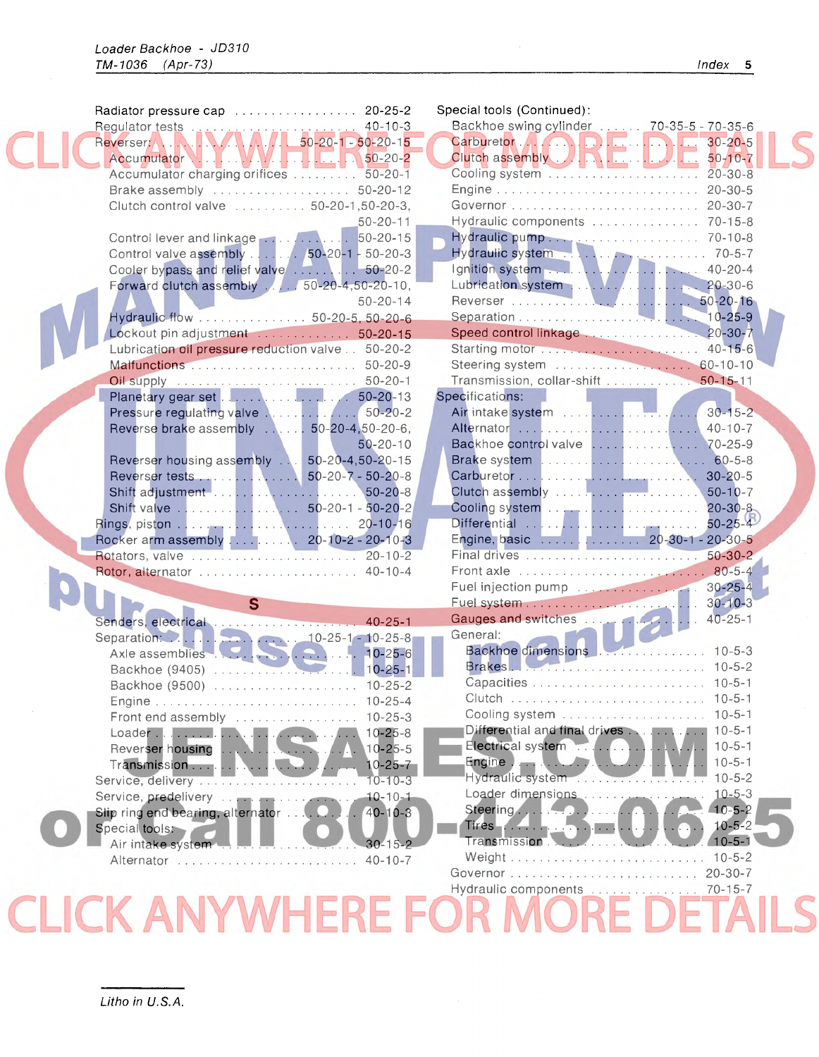Radiator pressure cap ................. 20-25-2
Regulator tests ................. 40-10-3
Reverser: ................. 50-20-1 - 50-20-15
- Accumulator ................. 50-20-2
- Accumulator charging orifices ................. 50-20-1
- Brake assembly ................. 50-20-12
- Clutch control valve ................. 50-20-1, 50-20-3, 50-20-11
- Control lever and linkage ................. 50-20-15
- Control valve assembly ................. 50-20-1 - 50-20-3
- Cooler bypass and relief valve ................. 50-20-2
- Forward clutch assembly ................. 50-20-4, 50-20-10, 50-20-14
- Hydraulic flow ................. 50-20-5, 50-20-6
- Lockout pin adjustment ................. 50-20-15
- Lubrication oil pressure reduction valve ................. 50-20-2
- Malfunctions ................. 50-20-9
- Oil supply ................. 50-20-1
- Planetary gear set ................. 50-20-13
- Pressure regulating valve ................. 50-20-2
- Reverse brake assembly ................. 50-20-4, 50-20-6, 50-20-10
- Reverser housing assembly ................. 50-20-4, 50-20-15
- Reverser tests ................. 50-20-7 - 50-20-8
- Shift adjustment ................. 50-20-8
- Shift valve ................. 50-20-1 - 50-20-2

Rings, piston ................. 20-10-16
Rocker arm assembly ................. 20-10-2 - 20-10-3
Rotators, valve ................. 20-10-2
Rotor, alternator ................. 40-10-4

## S

Senders, electrical ................. 40-25-1
Separation: ................. 10-25-1 - 10-25-8
- Axle assemblies ................. 10-25-6
- Backhoe (9405) ................. 10-25-1
- Backhoe (9500) ................. 10-25-2
- Engine ................. 10-25-4
- Front end assembly ................. 10-25-3
- Loader ................. 10-25-8
- Reverser housing ................. 10-25-5
- Transmission ................. 10-25-7

Service, delivery ................. 10-10-3
Service, predelivery ................. 10-10-1
Slip ring end bearing, alternator ................. 40-10-3
Special tools:
- Air intake system ................. 30-15-2
- Alternator ................. 40-10-7

Special tools (Continued):
- Backhoe swing cylinder ................. 70-35-5 - 70-35-6
- Carburetor ................. 30-20-5
- Clutch assembly ................. 50-10-7
- Cooling system ................. 20-30-8
- Engine ................. 20-30-5
- Governor ................. 20-30-7
- Hydraulic components ................. 70-15-8
- Hydraulic pump ................. 70-10-8
- Hydraulic system ................. 70-5-7
- Ignition system ................. 40-20-4
- Lubrication system ................. 20-30-6
- Reverser ................. 50-20-16
- Separation ................. 10-25-9
- Speed control linkage ................. 20-30-7
- Starting motor ................. 40-15-6
- Steering system ................. 60-10-10
- Transmission, collar-shift ................. 50-15-11

Specifications:
- Air intake system ................. 30-15-2
- Alternator ................. 40-10-7
- Backhoe control valve ................. 70-25-9
- Brake system ................. 60-5-8
- Carburetor ................. 30-20-5
- Clutch assembly ................. 50-10-7
- Cooling system ................. 20-30-8
- Differential ................. 50-25-4
- Engine, basic ................. 20-30-1 - 20-30-5
- Final drives ................. 50-30-2
- Front axle ................. 80-5-4
- Fuel injection pump ................. 30-25-4
- Fuel system ................. 30-10-3
- Gauges and switches ................. 40-25-1
- General:
  - Backhoe dimensions ................. 10-5-3
  - Brakes ................. 10-5-2
  - Capacities ................. 10-5-1
  - Clutch ................. 10-5-1
  - Cooling system ................. 10-5-1
  - Differential and final drives ................. 10-5-1
  - Electrical system ................. 10-5-1
  - Engine ................. 10-5-1
  - Hydraulic system ................. 10-5-2
  - Loader dimensions ................. 10-5-3
  - Steering ................. 10-5-2
  - Tires ................. 10-5-2
  - Transmission ................. 10-5-1
  - Weight ................. 10-5-2
- Governor ................. 20-30-7
- Hydraulic components ................. 70-15-7

Litho in U.S.A.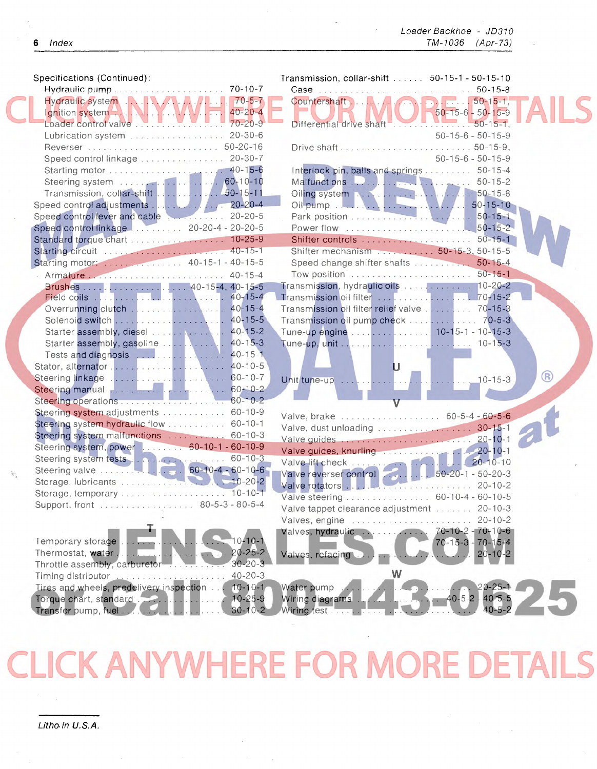Specifications (Continued):

- Hydraulic pump . . . . . 70-10-7
- Hydraulic system . . . . . 70-5-7
- Ignition system . . . . . 40-20-4
- Loader control valve . . . . . 70-20-9
- Lubrication system . . . . . 20-30-6
- Reverser . . . . . 50-20-16
- Speed control linkage . . . . . 20-30-7
- Starting motor . . . . . 40-15-6
- Steering system . . . . . 60-10-10
- Transmission, collar-shift . . . . . 50-15-11

Speed control adjustments . . . . . 20-20-4
Speed control lever and cable . . . . . 20-20-5
Speed control linkage . . . . . 20-20-4 - 20-20-5
Standard torque chart . . . . . 10-25-9
Starting circuit . . . . . 40-15-1
Starting motor: . . . . . 40-15-1 - 40-15-5

- Armature . . . . . 40-15-4
- Brushes . . . . . 40-15-4, 40-15-5
- Field coils . . . . . 40-15-4
- Overrunning clutch . . . . . 40-15-4
- Solenoid switch . . . . . 40-15-5
- Starter assembly, diesel . . . . . 40-15-2
- Starter assembly, gasoline . . . . . 40-15-3
- Tests and diagnosis . . . . . 40-15-1

Stator, alternator . . . . . 40-10-5
Steering linkage . . . . . 60-10-7
Steering manual . . . . . 60-10-2
Steering operations . . . . . 60-10-2
Steering system adjustments . . . . . 60-10-9
Steering system hydraulic flow . . . . . 60-10-1
Steering system malfunctions . . . . . 60-10-3
Steering system, power . . . . . 60-10-1 - 60-10-9
Steering system tests . . . . . 60-10-3
Steering valve . . . . . 60-10-4 - 60-10-6
Storage, lubricants . . . . . 10-20-2
Storage, temporary . . . . . 10-10-1
Support, front . . . . . 80-5-3 - 80-5-4

T

Temporary storage . . . . . 10-10-1
Thermostat, water . . . . . 20-25-2
Throttle assembly, carburetor . . . . . 30-20-3
Timing distributor . . . . . 40-20-3
Tires and wheels, predelivery inspection . . . 10-10-1
Torque chart, standard . . . . . 10-25-9
Transfer pump, fuel . . . . . 30-10-2

Transmission, collar-shift . . . . . 50-15-1 - 50-15-10

- Case . . . . . 50-15-8
- Countershaft . . . . . 50-15-1, 50-15-6 - 50-15-9
- Differential drive shaft . . . . . 50-15-1, 50-15-6 - 50-15-9
- Drive shaft . . . . . 50-15-9, 50-15-6 - 50-15-9
- Interlock pin, balls and springs . . . . . 50-15-4
- Malfunctions . . . . . 50-15-2
- Oiling system . . . . . 50-15-8
- Oil pump . . . . . 50-15-10
- Park position . . . . . 50-15-1
- Power flow . . . . . 50-15-2
- Shifter controls . . . . . 50-15-1
- Shifter mechanism . . . . . 50-15-3, 50-15-5
- Speed change shifter shafts . . . . . 50-15-4
- Tow position . . . . . 50-15-1

Transmission, hydraulic oils . . . . . 10-20-2
Transmission oil filter . . . . . 70-15-2
Transmission oil filter relief valve . . . . . 70-15-3
Transmission oil pump check . . . . . 70-5-3
Tune-up engine . . . . . 10-15-1 - 10-15-3
Tune-up, unit . . . . . 10-15-3

U

Unit tune-up . . . . . 10-15-3

V

Valve, brake . . . . . 60-5-4 - 60-5-6
Valve, dust unloading . . . . . 30-15-1
Valve guides . . . . . 20-10-1
Valve guides, knurling . . . . . 20-10-1
Valve lift check . . . . . 20-10-10
Valve reverser control . . . . . 50-20-1 - 50-20-3
Valve rotators . . . . . 20-10-2
Valve steering . . . . . 60-10-4 - 60-10-5
Valve tappet clearance adjustment . . . . . 20-10-3
Valves, engine . . . . . 20-10-2
Valves, hydraulic . . . . . 70-10-2 - 70-10-6, 70-15-3 - 70-15-4
Valves, refacing . . . . . 20-10-2

W

Water pump . . . . . 20-25-1
Wiring diagrams . . . . . 40-5-2 - 40-5-5
Wiring test . . . . . 40-5-2

*Litho in U.S.A.*